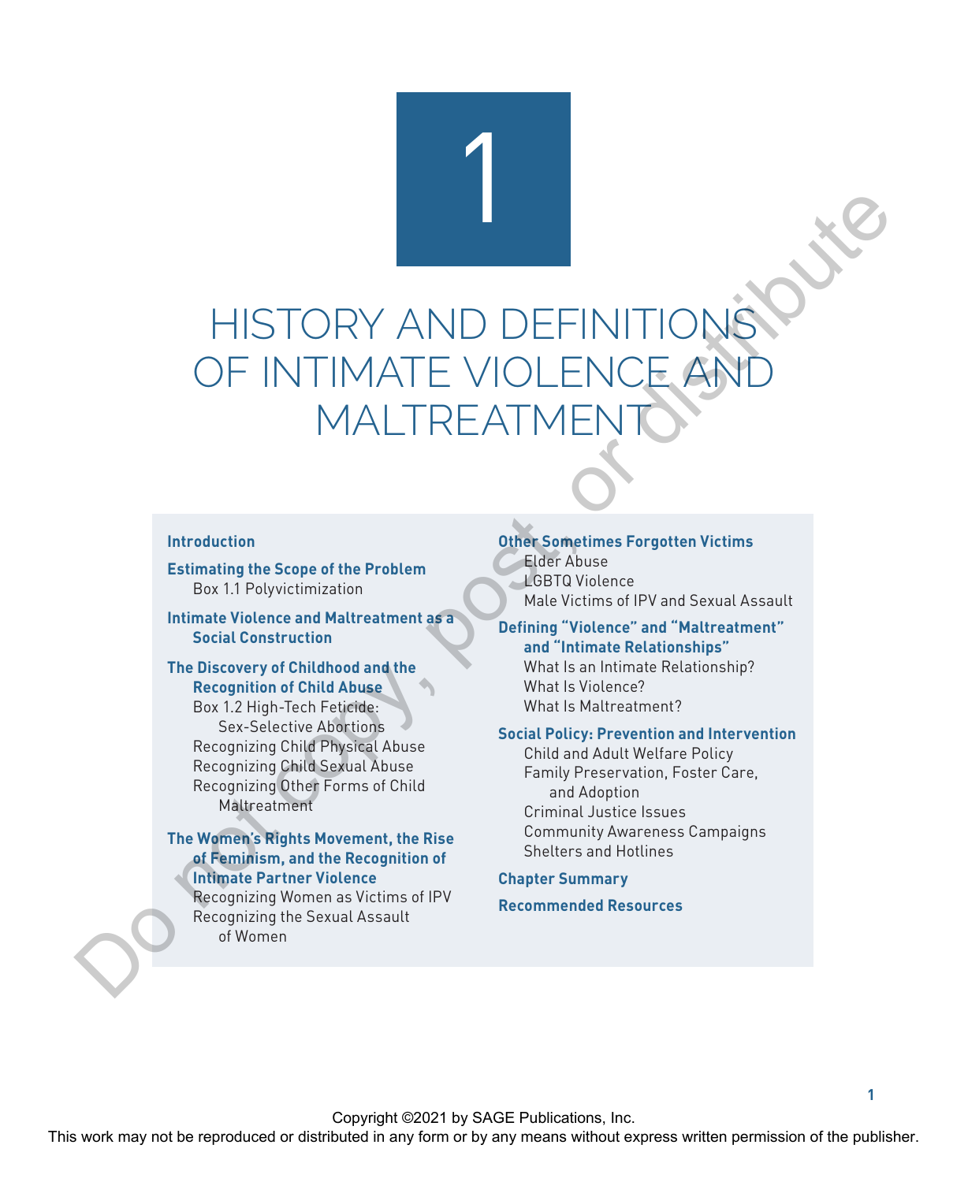# 1

# HISTORY AND DEFINITIONS OF INTIMATE VIOLENCE AND MALTREATMENT

**Introduction**

**Estimating the Scope of the Problem**
- Box 1.1 Polyvictimization

**Intimate Violence and Maltreatment as a Social Construction**

**The Discovery of Childhood and the Recognition of Child Abuse**
- Box 1.2 High-Tech Feticide: Sex-Selective Abortions
- Recognizing Child Physical Abuse
- Recognizing Child Sexual Abuse
- Recognizing Other Forms of Child Maltreatment

**The Women's Rights Movement, the Rise of Feminism, and the Recognition of Intimate Partner Violence**
- Recognizing Women as Victims of IPV
- Recognizing the Sexual Assault of Women

**Other Sometimes Forgotten Victims**
- Elder Abuse
- LGBTQ Violence
- Male Victims of IPV and Sexual Assault

**Defining "Violence" and "Maltreatment" and "Intimate Relationships"**
- What Is an Intimate Relationship?
- What Is Violence?
- What Is Maltreatment?

**Social Policy: Prevention and Intervention**
- Child and Adult Welfare Policy
- Family Preservation, Foster Care, and Adoption
- Criminal Justice Issues
- Community Awareness Campaigns
- Shelters and Hotlines

**Chapter Summary**

**Recommended Resources**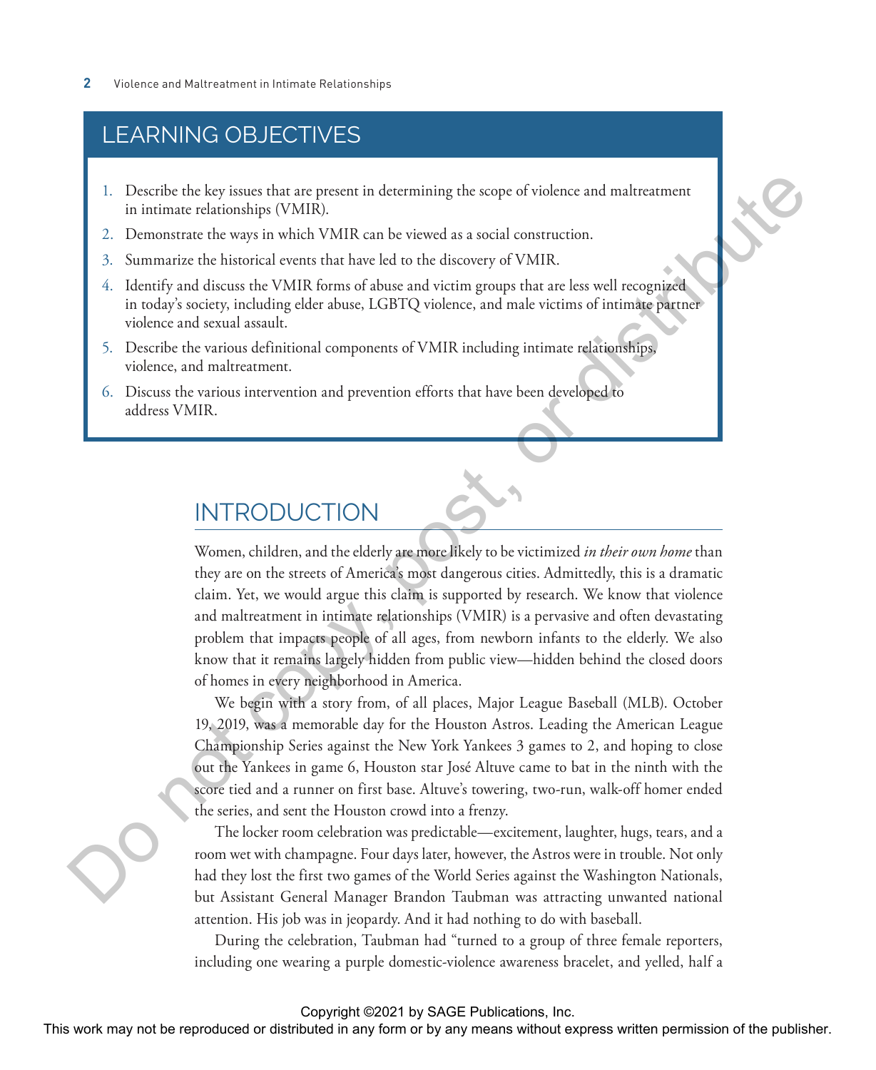## LEARNING OBJECTIVES

1. Describe the key issues that are present in determining the scope of violence and maltreatment in intimate relationships (VMIR).
2. Demonstrate the ways in which VMIR can be viewed as a social construction.
3. Summarize the historical events that have led to the discovery of VMIR.
4. Identify and discuss the VMIR forms of abuse and victim groups that are less well recognized in today's society, including elder abuse, LGBTQ violence, and male victims of intimate partner violence and sexual assault.
5. Describe the various definitional components of VMIR including intimate relationships, violence, and maltreatment.
6. Discuss the various intervention and prevention efforts that have been developed to address VMIR.

## INTRODUCTION

Women, children, and the elderly are more likely to be victimized *in their own home* than they are on the streets of America's most dangerous cities. Admittedly, this is a dramatic claim. Yet, we would argue this claim is supported by research. We know that violence and maltreatment in intimate relationships (VMIR) is a pervasive and often devastating problem that impacts people of all ages, from newborn infants to the elderly. We also know that it remains largely hidden from public view—hidden behind the closed doors of homes in every neighborhood in America.

We begin with a story from, of all places, Major League Baseball (MLB). October 19, 2019, was a memorable day for the Houston Astros. Leading the American League Championship Series against the New York Yankees 3 games to 2, and hoping to close out the Yankees in game 6, Houston star José Altuve came to bat in the ninth with the score tied and a runner on first base. Altuve's towering, two-run, walk-off homer ended the series, and sent the Houston crowd into a frenzy.

The locker room celebration was predictable—excitement, laughter, hugs, tears, and a room wet with champagne. Four days later, however, the Astros were in trouble. Not only had they lost the first two games of the World Series against the Washington Nationals, but Assistant General Manager Brandon Taubman was attracting unwanted national attention. His job was in jeopardy. And it had nothing to do with baseball.

During the celebration, Taubman had "turned to a group of three female reporters, including one wearing a purple domestic-violence awareness bracelet, and yelled, half a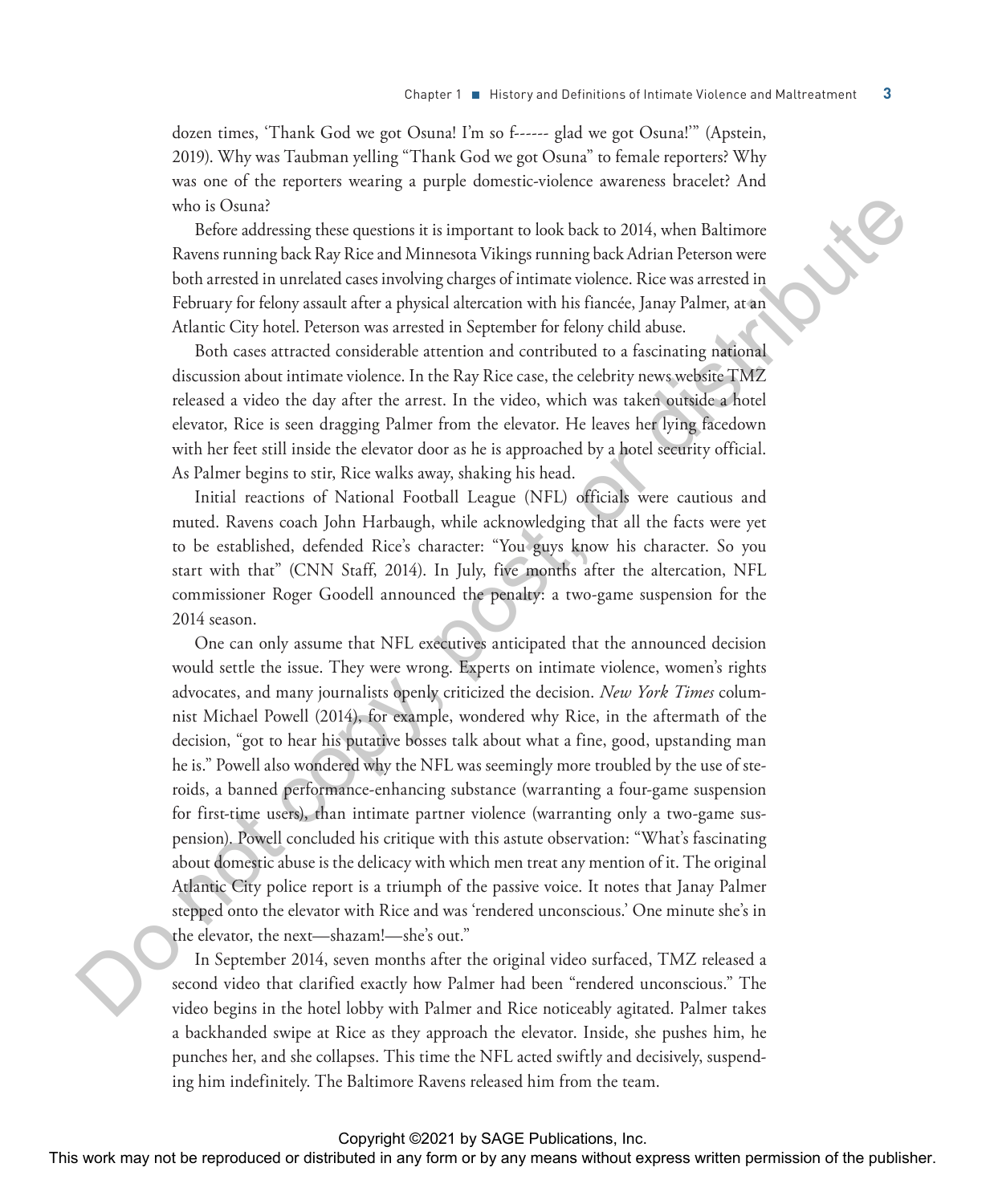dozen times, 'Thank God we got Osuna! I'm so f------ glad we got Osuna!'" (Apstein, 2019). Why was Taubman yelling "Thank God we got Osuna" to female reporters? Why was one of the reporters wearing a purple domestic-violence awareness bracelet? And who is Osuna?

Before addressing these questions it is important to look back to 2014, when Baltimore Ravens running back Ray Rice and Minnesota Vikings running back Adrian Peterson were both arrested in unrelated cases involving charges of intimate violence. Rice was arrested in February for felony assault after a physical altercation with his fiancée, Janay Palmer, at an Atlantic City hotel. Peterson was arrested in September for felony child abuse.

Both cases attracted considerable attention and contributed to a fascinating national discussion about intimate violence. In the Ray Rice case, the celebrity news website TMZ released a video the day after the arrest. In the video, which was taken outside a hotel elevator, Rice is seen dragging Palmer from the elevator. He leaves her lying facedown with her feet still inside the elevator door as he is approached by a hotel security official. As Palmer begins to stir, Rice walks away, shaking his head.

Initial reactions of National Football League (NFL) officials were cautious and muted. Ravens coach John Harbaugh, while acknowledging that all the facts were yet to be established, defended Rice's character: "You guys know his character. So you start with that" (CNN Staff, 2014). In July, five months after the altercation, NFL commissioner Roger Goodell announced the penalty: a two-game suspension for the 2014 season.

One can only assume that NFL executives anticipated that the announced decision would settle the issue. They were wrong. Experts on intimate violence, women's rights advocates, and many journalists openly criticized the decision. *New York Times* columnist Michael Powell (2014), for example, wondered why Rice, in the aftermath of the decision, "got to hear his putative bosses talk about what a fine, good, upstanding man he is." Powell also wondered why the NFL was seemingly more troubled by the use of steroids, a banned performance-enhancing substance (warranting a four-game suspension for first-time users), than intimate partner violence (warranting only a two-game suspension). Powell concluded his critique with this astute observation: "What's fascinating about domestic abuse is the delicacy with which men treat any mention of it. The original Atlantic City police report is a triumph of the passive voice. It notes that Janay Palmer stepped onto the elevator with Rice and was 'rendered unconscious.' One minute she's in the elevator, the next—shazam!—she's out."

In September 2014, seven months after the original video surfaced, TMZ released a second video that clarified exactly how Palmer had been "rendered unconscious." The video begins in the hotel lobby with Palmer and Rice noticeably agitated. Palmer takes a backhanded swipe at Rice as they approach the elevator. Inside, she pushes him, he punches her, and she collapses. This time the NFL acted swiftly and decisively, suspending him indefinitely. The Baltimore Ravens released him from the team.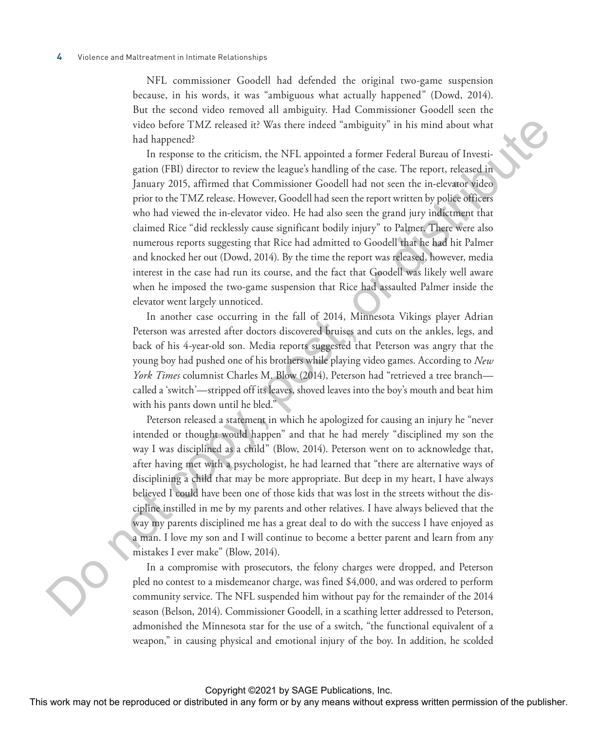NFL commissioner Goodell had defended the original two-game suspension because, in his words, it was "ambiguous what actually happened" (Dowd, 2014). But the second video removed all ambiguity. Had Commissioner Goodell seen the video before TMZ released it? Was there indeed "ambiguity" in his mind about what had happened?

In response to the criticism, the NFL appointed a former Federal Bureau of Investigation (FBI) director to review the league's handling of the case. The report, released in January 2015, affirmed that Commissioner Goodell had not seen the in-elevator video prior to the TMZ release. However, Goodell had seen the report written by police officers who had viewed the in-elevator video. He had also seen the grand jury indictment that claimed Rice "did recklessly cause significant bodily injury" to Palmer. There were also numerous reports suggesting that Rice had admitted to Goodell that he had hit Palmer and knocked her out (Dowd, 2014). By the time the report was released, however, media interest in the case had run its course, and the fact that Goodell was likely well aware when he imposed the two-game suspension that Rice had assaulted Palmer inside the elevator went largely unnoticed.

In another case occurring in the fall of 2014, Minnesota Vikings player Adrian Peterson was arrested after doctors discovered bruises and cuts on the ankles, legs, and back of his 4-year-old son. Media reports suggested that Peterson was angry that the young boy had pushed one of his brothers while playing video games. According to *New York Times* columnist Charles M. Blow (2014), Peterson had "retrieved a tree branch—called a 'switch'—stripped off its leaves, shoved leaves into the boy's mouth and beat him with his pants down until he bled."

Peterson released a statement in which he apologized for causing an injury he "never intended or thought would happen" and that he had merely "disciplined my son the way I was disciplined as a child" (Blow, 2014). Peterson went on to acknowledge that, after having met with a psychologist, he had learned that "there are alternative ways of disciplining a child that may be more appropriate. But deep in my heart, I have always believed I could have been one of those kids that was lost in the streets without the discipline instilled in me by my parents and other relatives. I have always believed that the way my parents disciplined me has a great deal to do with the success I have enjoyed as a man. I love my son and I will continue to become a better parent and learn from any mistakes I ever make" (Blow, 2014).

In a compromise with prosecutors, the felony charges were dropped, and Peterson pled no contest to a misdemeanor charge, was fined $4,000, and was ordered to perform community service. The NFL suspended him without pay for the remainder of the 2014 season (Belson, 2014). Commissioner Goodell, in a scathing letter addressed to Peterson, admonished the Minnesota star for the use of a switch, "the functional equivalent of a weapon," in causing physical and emotional injury of the boy. In addition, he scolded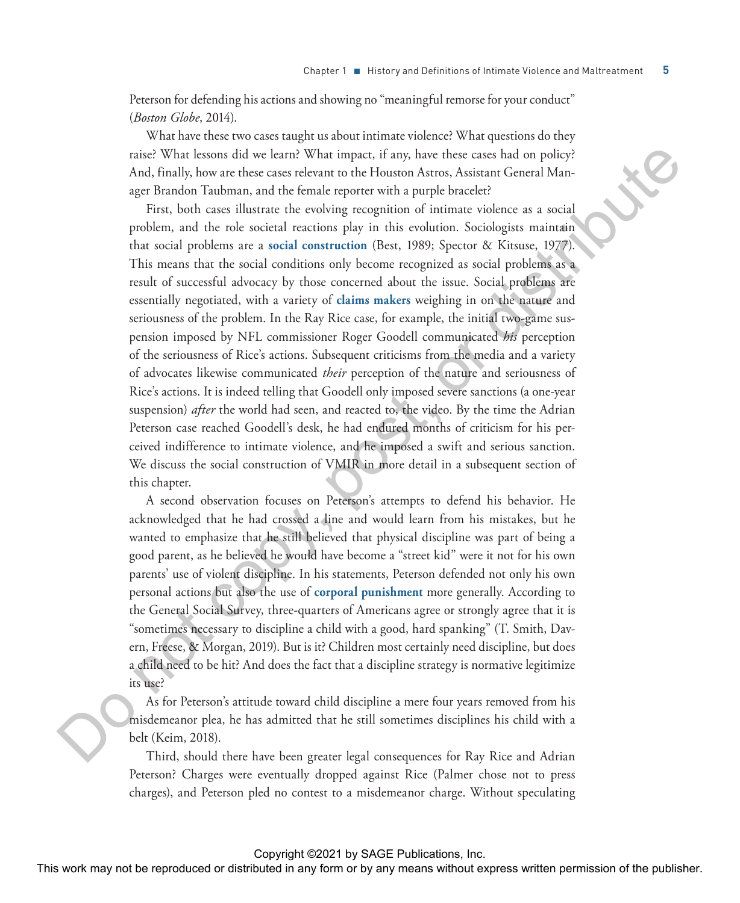Peterson for defending his actions and showing no "meaningful remorse for your conduct" (*Boston Globe*, 2014).

What have these two cases taught us about intimate violence? What questions do they raise? What lessons did we learn? What impact, if any, have these cases had on policy? And, finally, how are these cases relevant to the Houston Astros, Assistant General Manager Brandon Taubman, and the female reporter with a purple bracelet?

First, both cases illustrate the evolving recognition of intimate violence as a social problem, and the role societal reactions play in this evolution. Sociologists maintain that social problems are a **social construction** (Best, 1989; Spector & Kitsuse, 1977). This means that the social conditions only become recognized as social problems as a result of successful advocacy by those concerned about the issue. Social problems are essentially negotiated, with a variety of **claims makers** weighing in on the nature and seriousness of the problem. In the Ray Rice case, for example, the initial two-game suspension imposed by NFL commissioner Roger Goodell communicated *his* perception of the seriousness of Rice's actions. Subsequent criticisms from the media and a variety of advocates likewise communicated *their* perception of the nature and seriousness of Rice's actions. It is indeed telling that Goodell only imposed severe sanctions (a one-year suspension) *after* the world had seen, and reacted to, the video. By the time the Adrian Peterson case reached Goodell's desk, he had endured months of criticism for his perceived indifference to intimate violence, and he imposed a swift and serious sanction. We discuss the social construction of VMIR in more detail in a subsequent section of this chapter.

A second observation focuses on Peterson's attempts to defend his behavior. He acknowledged that he had crossed a line and would learn from his mistakes, but he wanted to emphasize that he still believed that physical discipline was part of being a good parent, as he believed he would have become a "street kid" were it not for his own parents' use of violent discipline. In his statements, Peterson defended not only his own personal actions but also the use of **corporal punishment** more generally. According to the General Social Survey, three-quarters of Americans agree or strongly agree that it is "sometimes necessary to discipline a child with a good, hard spanking" (T. Smith, Davern, Freese, & Morgan, 2019). But is it? Children most certainly need discipline, but does a child need to be hit? And does the fact that a discipline strategy is normative legitimize its use?

As for Peterson's attitude toward child discipline a mere four years removed from his misdemeanor plea, he has admitted that he still sometimes disciplines his child with a belt (Keim, 2018).

Third, should there have been greater legal consequences for Ray Rice and Adrian Peterson? Charges were eventually dropped against Rice (Palmer chose not to press charges), and Peterson pled no contest to a misdemeanor charge. Without speculating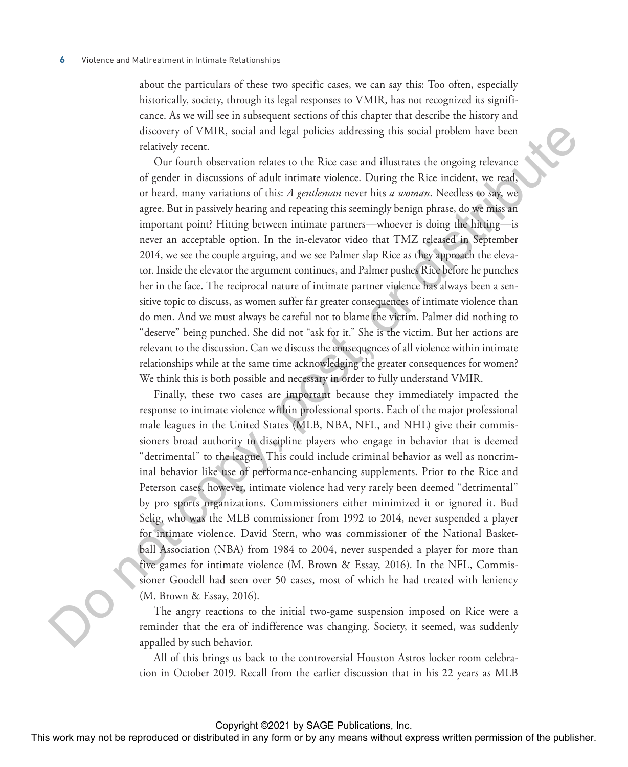about the particulars of these two specific cases, we can say this: Too often, especially historically, society, through its legal responses to VMIR, has not recognized its significance. As we will see in subsequent sections of this chapter that describe the history and discovery of VMIR, social and legal policies addressing this social problem have been relatively recent.

Our fourth observation relates to the Rice case and illustrates the ongoing relevance of gender in discussions of adult intimate violence. During the Rice incident, we read, or heard, many variations of this: *A gentleman* never hits *a woman*. Needless to say, we agree. But in passively hearing and repeating this seemingly benign phrase, do we miss an important point? Hitting between intimate partners—whoever is doing the hitting—is never an acceptable option. In the in-elevator video that TMZ released in September 2014, we see the couple arguing, and we see Palmer slap Rice as they approach the elevator. Inside the elevator the argument continues, and Palmer pushes Rice before he punches her in the face. The reciprocal nature of intimate partner violence has always been a sensitive topic to discuss, as women suffer far greater consequences of intimate violence than do men. And we must always be careful not to blame the victim. Palmer did nothing to "deserve" being punched. She did not "ask for it." She is the victim. But her actions are relevant to the discussion. Can we discuss the consequences of all violence within intimate relationships while at the same time acknowledging the greater consequences for women? We think this is both possible and necessary in order to fully understand VMIR.

Finally, these two cases are important because they immediately impacted the response to intimate violence within professional sports. Each of the major professional male leagues in the United States (MLB, NBA, NFL, and NHL) give their commissioners broad authority to discipline players who engage in behavior that is deemed "detrimental" to the league. This could include criminal behavior as well as noncriminal behavior like use of performance-enhancing supplements. Prior to the Rice and Peterson cases, however, intimate violence had very rarely been deemed "detrimental" by pro sports organizations. Commissioners either minimized it or ignored it. Bud Selig, who was the MLB commissioner from 1992 to 2014, never suspended a player for intimate violence. David Stern, who was commissioner of the National Basketball Association (NBA) from 1984 to 2004, never suspended a player for more than five games for intimate violence (M. Brown & Essay, 2016). In the NFL, Commissioner Goodell had seen over 50 cases, most of which he had treated with leniency (M. Brown & Essay, 2016).

The angry reactions to the initial two-game suspension imposed on Rice were a reminder that the era of indifference was changing. Society, it seemed, was suddenly appalled by such behavior.

All of this brings us back to the controversial Houston Astros locker room celebration in October 2019. Recall from the earlier discussion that in his 22 years as MLB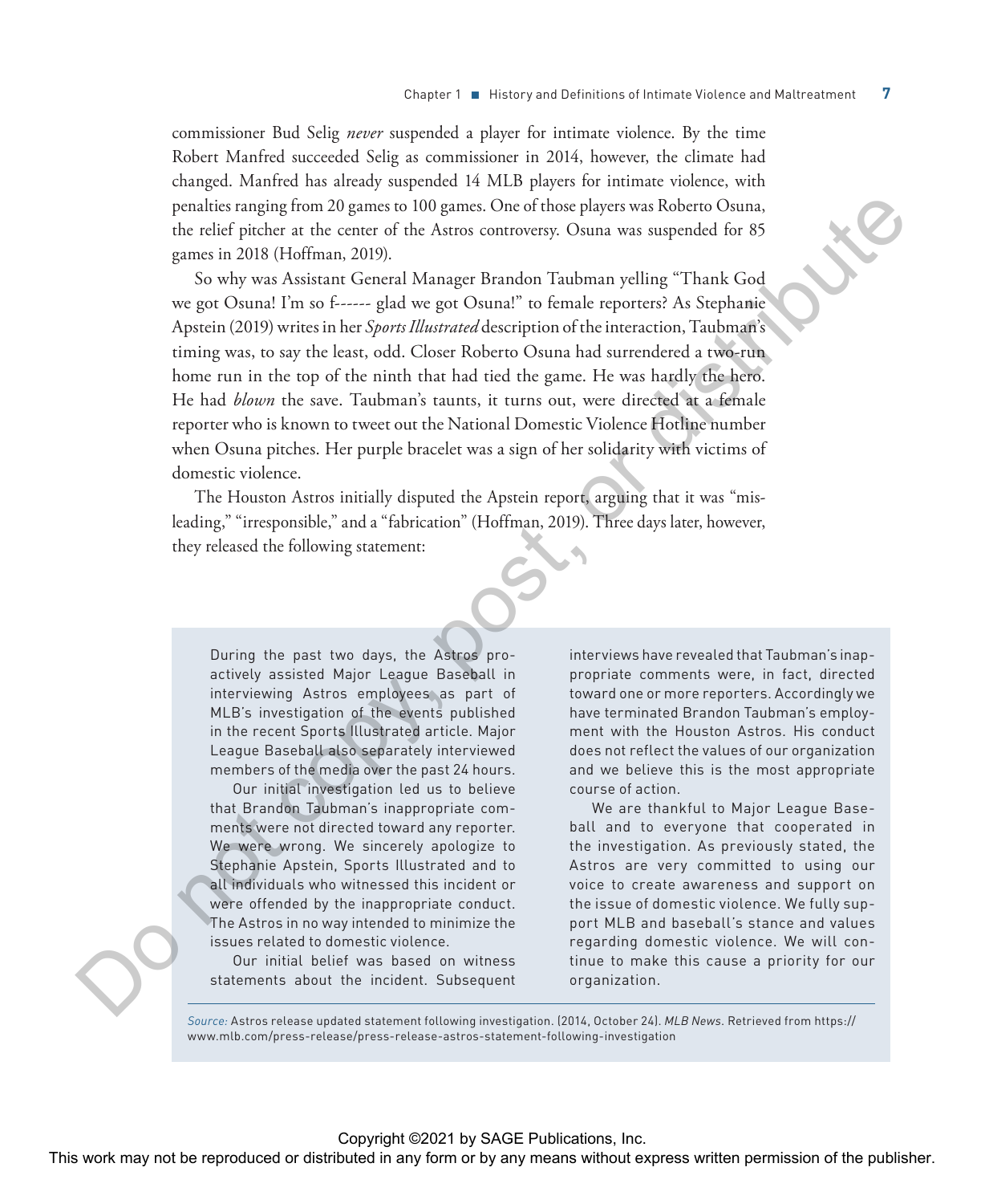commissioner Bud Selig *never* suspended a player for intimate violence. By the time Robert Manfred succeeded Selig as commissioner in 2014, however, the climate had changed. Manfred has already suspended 14 MLB players for intimate violence, with penalties ranging from 20 games to 100 games. One of those players was Roberto Osuna, the relief pitcher at the center of the Astros controversy. Osuna was suspended for 85 games in 2018 (Hoffman, 2019).

So why was Assistant General Manager Brandon Taubman yelling "Thank God we got Osuna! I'm so f------ glad we got Osuna!" to female reporters? As Stephanie Apstein (2019) writes in her *Sports Illustrated* description of the interaction, Taubman's timing was, to say the least, odd. Closer Roberto Osuna had surrendered a two-run home run in the top of the ninth that had tied the game. He was hardly the hero. He had *blown* the save. Taubman's taunts, it turns out, were directed at a female reporter who is known to tweet out the National Domestic Violence Hotline number when Osuna pitches. Her purple bracelet was a sign of her solidarity with victims of domestic violence.

The Houston Astros initially disputed the Apstein report, arguing that it was "misleading," "irresponsible," and a "fabrication" (Hoffman, 2019). Three days later, however, they released the following statement:

> During the past two days, the Astros proactively assisted Major League Baseball in interviewing Astros employees as part of MLB's investigation of the events published in the recent Sports Illustrated article. Major League Baseball also separately interviewed members of the media over the past 24 hours.
>
> Our initial investigation led us to believe that Brandon Taubman's inappropriate comments were not directed toward any reporter. We were wrong. We sincerely apologize to Stephanie Apstein, Sports Illustrated and to all individuals who witnessed this incident or were offended by the inappropriate conduct. The Astros in no way intended to minimize the issues related to domestic violence.
>
> Our initial belief was based on witness statements about the incident. Subsequent interviews have revealed that Taubman's inappropriate comments were, in fact, directed toward one or more reporters. Accordingly we have terminated Brandon Taubman's employment with the Houston Astros. His conduct does not reflect the values of our organization and we believe this is the most appropriate course of action.
>
> We are thankful to Major League Baseball and to everyone that cooperated in the investigation. As previously stated, the Astros are very committed to using our voice to create awareness and support on the issue of domestic violence. We fully support MLB and baseball's stance and values regarding domestic violence. We will continue to make this cause a priority for our organization.
>
> *Source:* Astros release updated statement following investigation. (2014, October 24). *MLB News*. Retrieved from https://www.mlb.com/press-release/press-release-astros-statement-following-investigation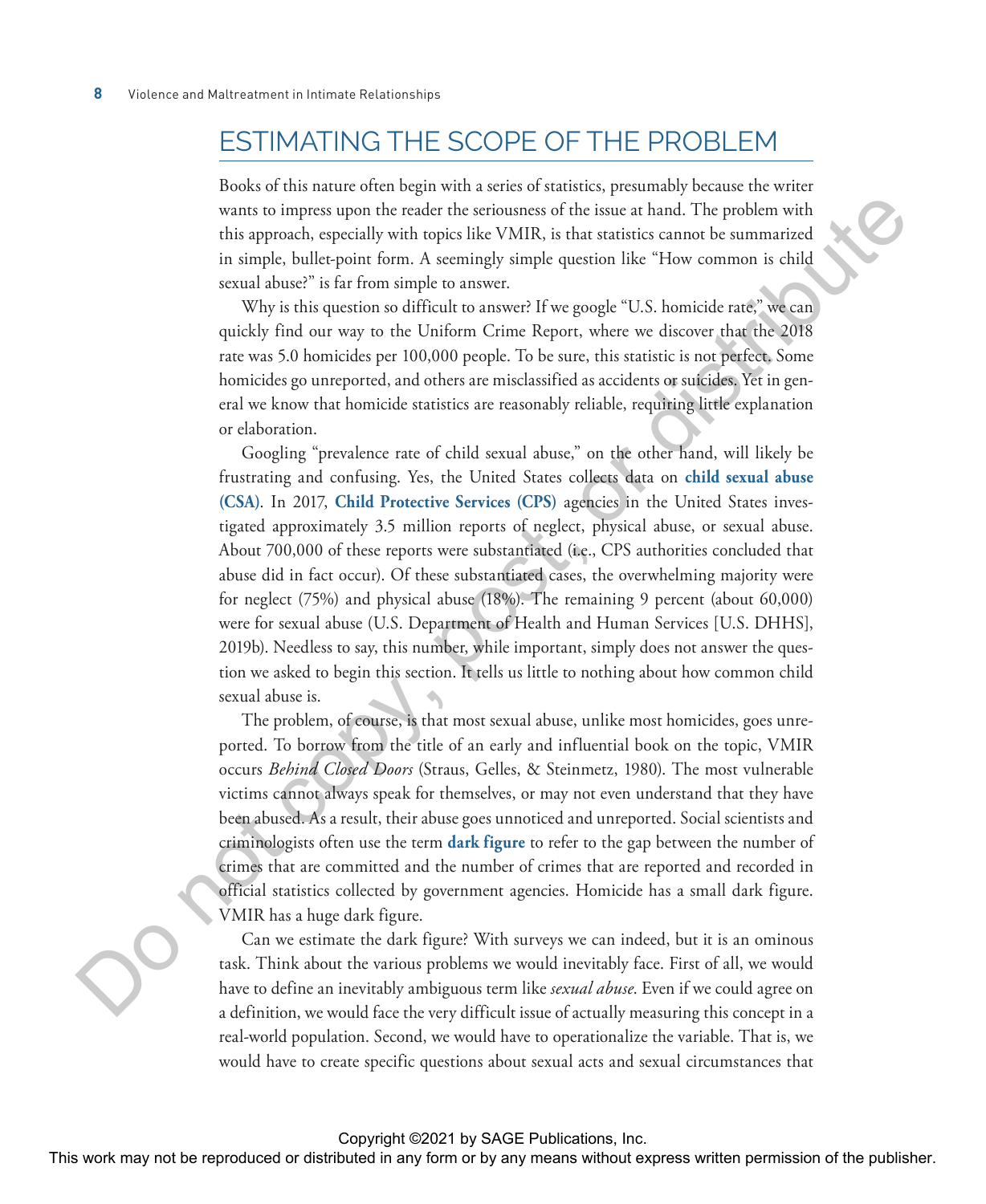## ESTIMATING THE SCOPE OF THE PROBLEM

Books of this nature often begin with a series of statistics, presumably because the writer wants to impress upon the reader the seriousness of the issue at hand. The problem with this approach, especially with topics like VMIR, is that statistics cannot be summarized in simple, bullet-point form. A seemingly simple question like "How common is child sexual abuse?" is far from simple to answer.

Why is this question so difficult to answer? If we google "U.S. homicide rate," we can quickly find our way to the Uniform Crime Report, where we discover that the 2018 rate was 5.0 homicides per 100,000 people. To be sure, this statistic is not perfect. Some homicides go unreported, and others are misclassified as accidents or suicides. Yet in general we know that homicide statistics are reasonably reliable, requiring little explanation or elaboration.

Googling "prevalence rate of child sexual abuse," on the other hand, will likely be frustrating and confusing. Yes, the United States collects data on **child sexual abuse (CSA)**. In 2017, **Child Protective Services (CPS)** agencies in the United States investigated approximately 3.5 million reports of neglect, physical abuse, or sexual abuse. About 700,000 of these reports were substantiated (i.e., CPS authorities concluded that abuse did in fact occur). Of these substantiated cases, the overwhelming majority were for neglect (75%) and physical abuse (18%). The remaining 9 percent (about 60,000) were for sexual abuse (U.S. Department of Health and Human Services [U.S. DHHS], 2019b). Needless to say, this number, while important, simply does not answer the question we asked to begin this section. It tells us little to nothing about how common child sexual abuse is.

The problem, of course, is that most sexual abuse, unlike most homicides, goes unreported. To borrow from the title of an early and influential book on the topic, VMIR occurs *Behind Closed Doors* (Straus, Gelles, & Steinmetz, 1980). The most vulnerable victims cannot always speak for themselves, or may not even understand that they have been abused. As a result, their abuse goes unnoticed and unreported. Social scientists and criminologists often use the term **dark figure** to refer to the gap between the number of crimes that are committed and the number of crimes that are reported and recorded in official statistics collected by government agencies. Homicide has a small dark figure. VMIR has a huge dark figure.

Can we estimate the dark figure? With surveys we can indeed, but it is an ominous task. Think about the various problems we would inevitably face. First of all, we would have to define an inevitably ambiguous term like *sexual abuse*. Even if we could agree on a definition, we would face the very difficult issue of actually measuring this concept in a real-world population. Second, we would have to operationalize the variable. That is, we would have to create specific questions about sexual acts and sexual circumstances that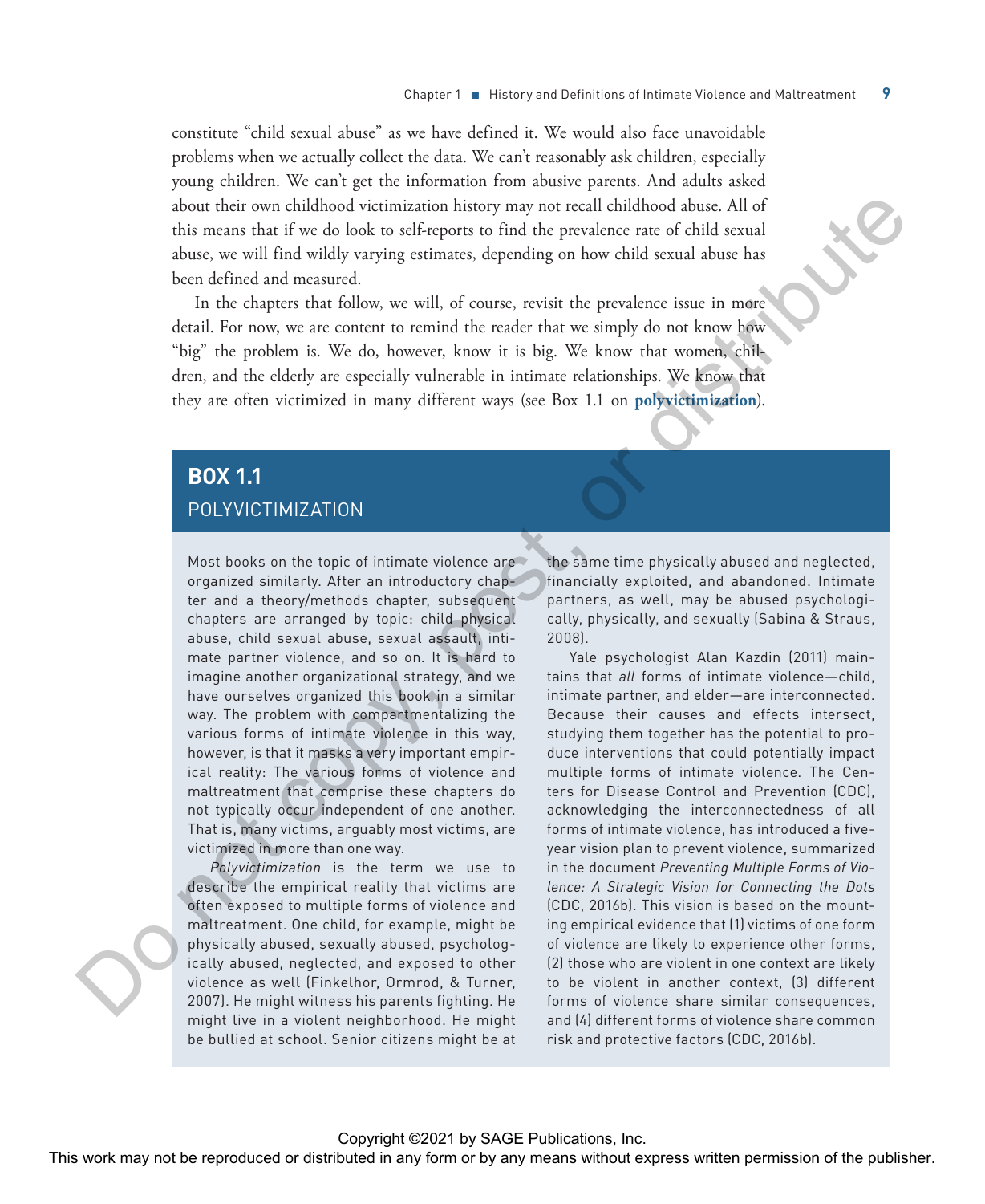constitute "child sexual abuse" as we have defined it. We would also face unavoidable problems when we actually collect the data. We can't reasonably ask children, especially young children. We can't get the information from abusive parents. And adults asked about their own childhood victimization history may not recall childhood abuse. All of this means that if we do look to self-reports to find the prevalence rate of child sexual abuse, we will find wildly varying estimates, depending on how child sexual abuse has been defined and measured.

In the chapters that follow, we will, of course, revisit the prevalence issue in more detail. For now, we are content to remind the reader that we simply do not know how "big" the problem is. We do, however, know it is big. We know that women, children, and the elderly are especially vulnerable in intimate relationships. We know that they are often victimized in many different ways (see Box 1.1 on **polyvictimization**).

## BOX 1.1

### POLYVICTIMIZATION

Most books on the topic of intimate violence are organized similarly. After an introductory chapter and a theory/methods chapter, subsequent chapters are arranged by topic: child physical abuse, child sexual abuse, sexual assault, intimate partner violence, and so on. It is hard to imagine another organizational strategy, and we have ourselves organized this book in a similar way. The problem with compartmentalizing the various forms of intimate violence in this way, however, is that it masks a very important empirical reality: The various forms of violence and maltreatment that comprise these chapters do not typically occur independent of one another. That is, many victims, arguably most victims, are victimized in more than one way.

*Polyvictimization* is the term we use to describe the empirical reality that victims are often exposed to multiple forms of violence and maltreatment. One child, for example, might be physically abused, sexually abused, psychologically abused, neglected, and exposed to other violence as well (Finkelhor, Ormrod, & Turner, 2007). He might witness his parents fighting. He might live in a violent neighborhood. He might be bullied at school. Senior citizens might be at the same time physically abused and neglected, financially exploited, and abandoned. Intimate partners, as well, may be abused psychologically, physically, and sexually (Sabina & Straus, 2008).

Yale psychologist Alan Kazdin (2011) maintains that *all* forms of intimate violence—child, intimate partner, and elder—are interconnected. Because their causes and effects intersect, studying them together has the potential to produce interventions that could potentially impact multiple forms of intimate violence. The Centers for Disease Control and Prevention (CDC), acknowledging the interconnectedness of all forms of intimate violence, has introduced a five-year vision plan to prevent violence, summarized in the document *Preventing Multiple Forms of Violence: A Strategic Vision for Connecting the Dots* (CDC, 2016b). This vision is based on the mounting empirical evidence that (1) victims of one form of violence are likely to experience other forms, (2) those who are violent in one context are likely to be violent in another context, (3) different forms of violence share similar consequences, and (4) different forms of violence share common risk and protective factors (CDC, 2016b).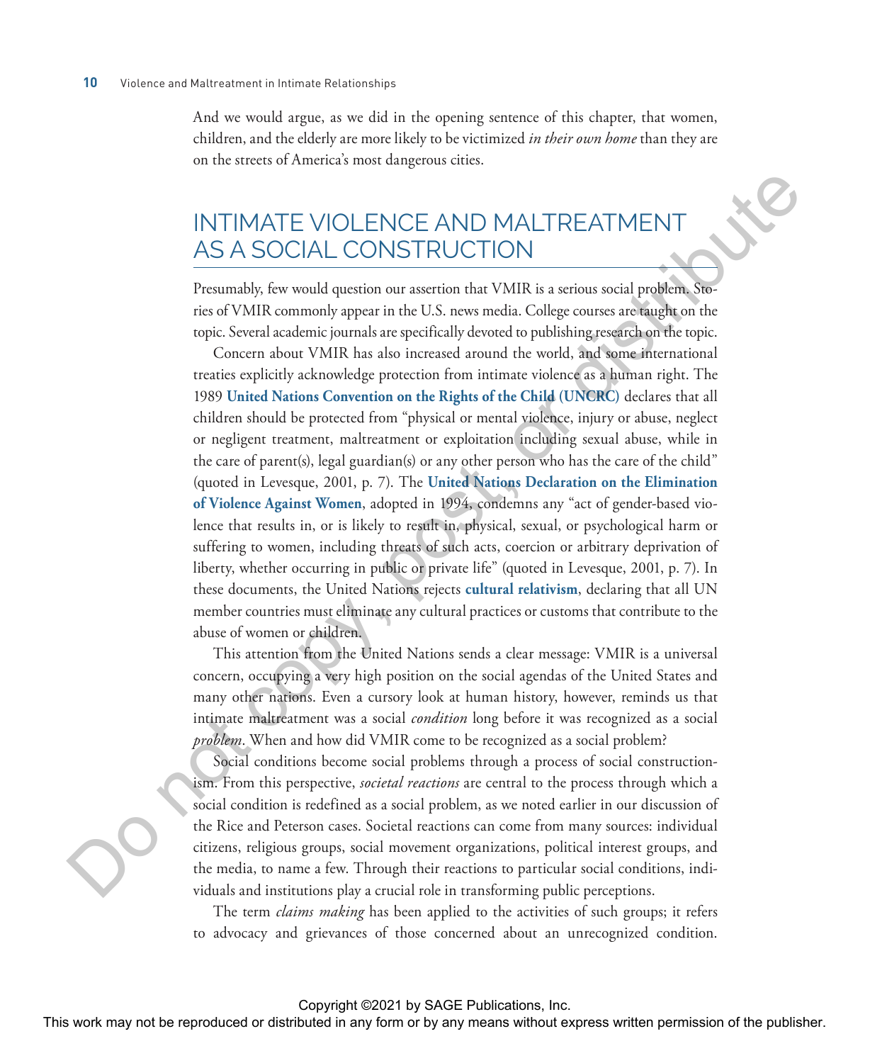And we would argue, as we did in the opening sentence of this chapter, that women, children, and the elderly are more likely to be victimized *in their own home* than they are on the streets of America's most dangerous cities.

## INTIMATE VIOLENCE AND MALTREATMENT AS A SOCIAL CONSTRUCTION

Presumably, few would question our assertion that VMIR is a serious social problem. Stories of VMIR commonly appear in the U.S. news media. College courses are taught on the topic. Several academic journals are specifically devoted to publishing research on the topic.

Concern about VMIR has also increased around the world, and some international treaties explicitly acknowledge protection from intimate violence as a human right. The 1989 **United Nations Convention on the Rights of the Child (UNCRC)** declares that all children should be protected from "physical or mental violence, injury or abuse, neglect or negligent treatment, maltreatment or exploitation including sexual abuse, while in the care of parent(s), legal guardian(s) or any other person who has the care of the child" (quoted in Levesque, 2001, p. 7). The **United Nations Declaration on the Elimination of Violence Against Women**, adopted in 1994, condemns any "act of gender-based violence that results in, or is likely to result in, physical, sexual, or psychological harm or suffering to women, including threats of such acts, coercion or arbitrary deprivation of liberty, whether occurring in public or private life" (quoted in Levesque, 2001, p. 7). In these documents, the United Nations rejects **cultural relativism**, declaring that all UN member countries must eliminate any cultural practices or customs that contribute to the abuse of women or children.

This attention from the United Nations sends a clear message: VMIR is a universal concern, occupying a very high position on the social agendas of the United States and many other nations. Even a cursory look at human history, however, reminds us that intimate maltreatment was a social *condition* long before it was recognized as a social *problem*. When and how did VMIR come to be recognized as a social problem?

Social conditions become social problems through a process of social constructionism. From this perspective, *societal reactions* are central to the process through which a social condition is redefined as a social problem, as we noted earlier in our discussion of the Rice and Peterson cases. Societal reactions can come from many sources: individual citizens, religious groups, social movement organizations, political interest groups, and the media, to name a few. Through their reactions to particular social conditions, individuals and institutions play a crucial role in transforming public perceptions.

The term *claims making* has been applied to the activities of such groups; it refers to advocacy and grievances of those concerned about an unrecognized condition.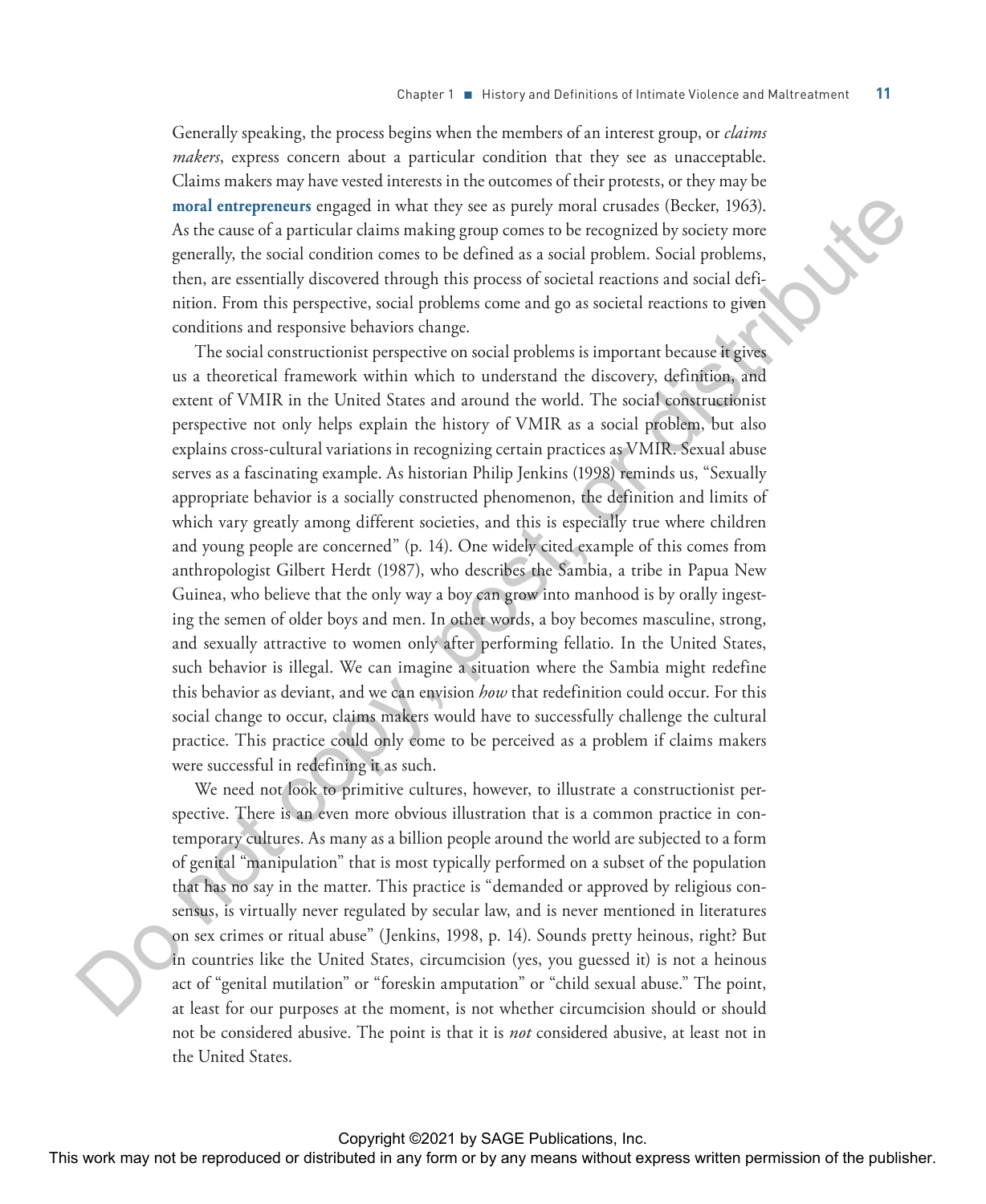Generally speaking, the process begins when the members of an interest group, or *claims makers*, express concern about a particular condition that they see as unacceptable. Claims makers may have vested interests in the outcomes of their protests, or they may be **moral entrepreneurs** engaged in what they see as purely moral crusades (Becker, 1963). As the cause of a particular claims making group comes to be recognized by society more generally, the social condition comes to be defined as a social problem. Social problems, then, are essentially discovered through this process of societal reactions and social definition. From this perspective, social problems come and go as societal reactions to given conditions and responsive behaviors change.

The social constructionist perspective on social problems is important because it gives us a theoretical framework within which to understand the discovery, definition, and extent of VMIR in the United States and around the world. The social constructionist perspective not only helps explain the history of VMIR as a social problem, but also explains cross-cultural variations in recognizing certain practices as VMIR. Sexual abuse serves as a fascinating example. As historian Philip Jenkins (1998) reminds us, "Sexually appropriate behavior is a socially constructed phenomenon, the definition and limits of which vary greatly among different societies, and this is especially true where children and young people are concerned" (p. 14). One widely cited example of this comes from anthropologist Gilbert Herdt (1987), who describes the Sambia, a tribe in Papua New Guinea, who believe that the only way a boy can grow into manhood is by orally ingesting the semen of older boys and men. In other words, a boy becomes masculine, strong, and sexually attractive to women only after performing fellatio. In the United States, such behavior is illegal. We can imagine a situation where the Sambia might redefine this behavior as deviant, and we can envision *how* that redefinition could occur. For this social change to occur, claims makers would have to successfully challenge the cultural practice. This practice could only come to be perceived as a problem if claims makers were successful in redefining it as such.

We need not look to primitive cultures, however, to illustrate a constructionist perspective. There is an even more obvious illustration that is a common practice in contemporary cultures. As many as a billion people around the world are subjected to a form of genital "manipulation" that is most typically performed on a subset of the population that has no say in the matter. This practice is "demanded or approved by religious consensus, is virtually never regulated by secular law, and is never mentioned in literatures on sex crimes or ritual abuse" (Jenkins, 1998, p. 14). Sounds pretty heinous, right? But in countries like the United States, circumcision (yes, you guessed it) is not a heinous act of "genital mutilation" or "foreskin amputation" or "child sexual abuse." The point, at least for our purposes at the moment, is not whether circumcision should or should not be considered abusive. The point is that it is *not* considered abusive, at least not in the United States.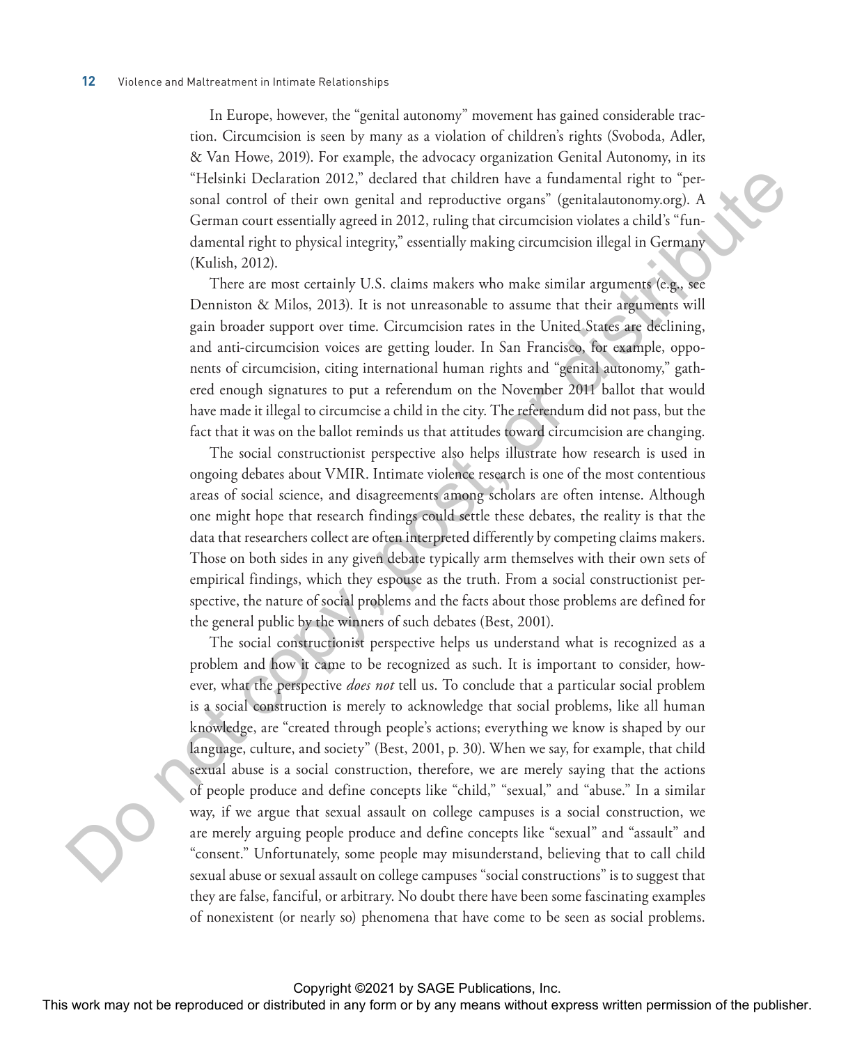In Europe, however, the "genital autonomy" movement has gained considerable traction. Circumcision is seen by many as a violation of children's rights (Svoboda, Adler, & Van Howe, 2019). For example, the advocacy organization Genital Autonomy, in its "Helsinki Declaration 2012," declared that children have a fundamental right to "personal control of their own genital and reproductive organs" (genitalautonomy.org). A German court essentially agreed in 2012, ruling that circumcision violates a child's "fundamental right to physical integrity," essentially making circumcision illegal in Germany (Kulish, 2012).

There are most certainly U.S. claims makers who make similar arguments (e.g., see Denniston & Milos, 2013). It is not unreasonable to assume that their arguments will gain broader support over time. Circumcision rates in the United States are declining, and anti-circumcision voices are getting louder. In San Francisco, for example, opponents of circumcision, citing international human rights and "genital autonomy," gathered enough signatures to put a referendum on the November 2011 ballot that would have made it illegal to circumcise a child in the city. The referendum did not pass, but the fact that it was on the ballot reminds us that attitudes toward circumcision are changing.

The social constructionist perspective also helps illustrate how research is used in ongoing debates about VMIR. Intimate violence research is one of the most contentious areas of social science, and disagreements among scholars are often intense. Although one might hope that research findings could settle these debates, the reality is that the data that researchers collect are often interpreted differently by competing claims makers. Those on both sides in any given debate typically arm themselves with their own sets of empirical findings, which they espouse as the truth. From a social constructionist perspective, the nature of social problems and the facts about those problems are defined for the general public by the winners of such debates (Best, 2001).

The social constructionist perspective helps us understand what is recognized as a problem and how it came to be recognized as such. It is important to consider, however, what the perspective *does not* tell us. To conclude that a particular social problem is a social construction is merely to acknowledge that social problems, like all human knowledge, are "created through people's actions; everything we know is shaped by our language, culture, and society" (Best, 2001, p. 30). When we say, for example, that child sexual abuse is a social construction, therefore, we are merely saying that the actions of people produce and define concepts like "child," "sexual," and "abuse." In a similar way, if we argue that sexual assault on college campuses is a social construction, we are merely arguing people produce and define concepts like "sexual" and "assault" and "consent." Unfortunately, some people may misunderstand, believing that to call child sexual abuse or sexual assault on college campuses "social constructions" is to suggest that they are false, fanciful, or arbitrary. No doubt there have been some fascinating examples of nonexistent (or nearly so) phenomena that have come to be seen as social problems.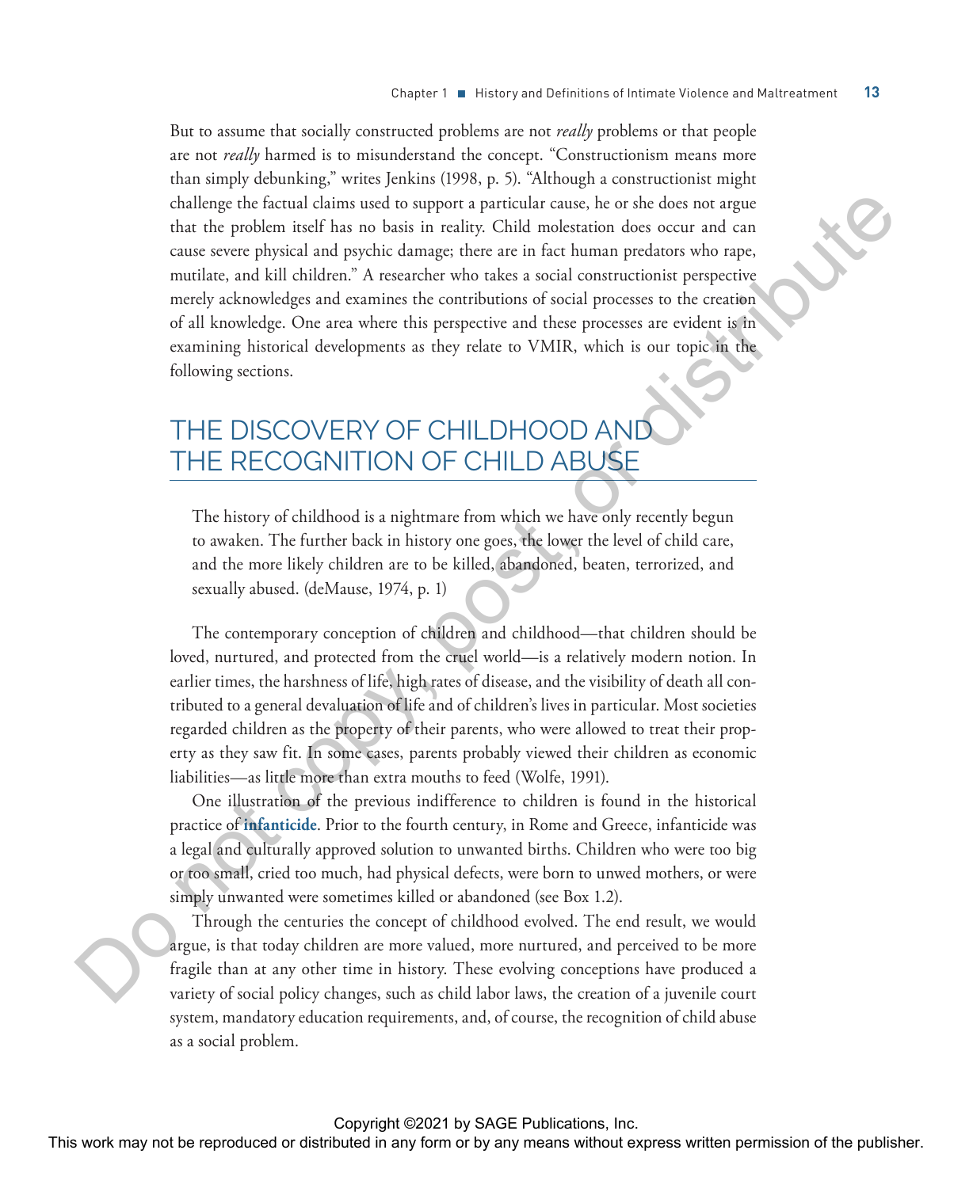But to assume that socially constructed problems are not *really* problems or that people are not *really* harmed is to misunderstand the concept. "Constructionism means more than simply debunking," writes Jenkins (1998, p. 5). "Although a constructionist might challenge the factual claims used to support a particular cause, he or she does not argue that the problem itself has no basis in reality. Child molestation does occur and can cause severe physical and psychic damage; there are in fact human predators who rape, mutilate, and kill children." A researcher who takes a social constructionist perspective merely acknowledges and examines the contributions of social processes to the creation of all knowledge. One area where this perspective and these processes are evident is in examining historical developments as they relate to VMIR, which is our topic in the following sections.

## THE DISCOVERY OF CHILDHOOD AND THE RECOGNITION OF CHILD ABUSE

> The history of childhood is a nightmare from which we have only recently begun to awaken. The further back in history one goes, the lower the level of child care, and the more likely children are to be killed, abandoned, beaten, terrorized, and sexually abused. (deMause, 1974, p. 1)

The contemporary conception of children and childhood—that children should be loved, nurtured, and protected from the cruel world—is a relatively modern notion. In earlier times, the harshness of life, high rates of disease, and the visibility of death all contributed to a general devaluation of life and of children's lives in particular. Most societies regarded children as the property of their parents, who were allowed to treat their property as they saw fit. In some cases, parents probably viewed their children as economic liabilities—as little more than extra mouths to feed (Wolfe, 1991).

One illustration of the previous indifference to children is found in the historical practice of **infanticide**. Prior to the fourth century, in Rome and Greece, infanticide was a legal and culturally approved solution to unwanted births. Children who were too big or too small, cried too much, had physical defects, were born to unwed mothers, or were simply unwanted were sometimes killed or abandoned (see Box 1.2).

Through the centuries the concept of childhood evolved. The end result, we would argue, is that today children are more valued, more nurtured, and perceived to be more fragile than at any other time in history. These evolving conceptions have produced a variety of social policy changes, such as child labor laws, the creation of a juvenile court system, mandatory education requirements, and, of course, the recognition of child abuse as a social problem.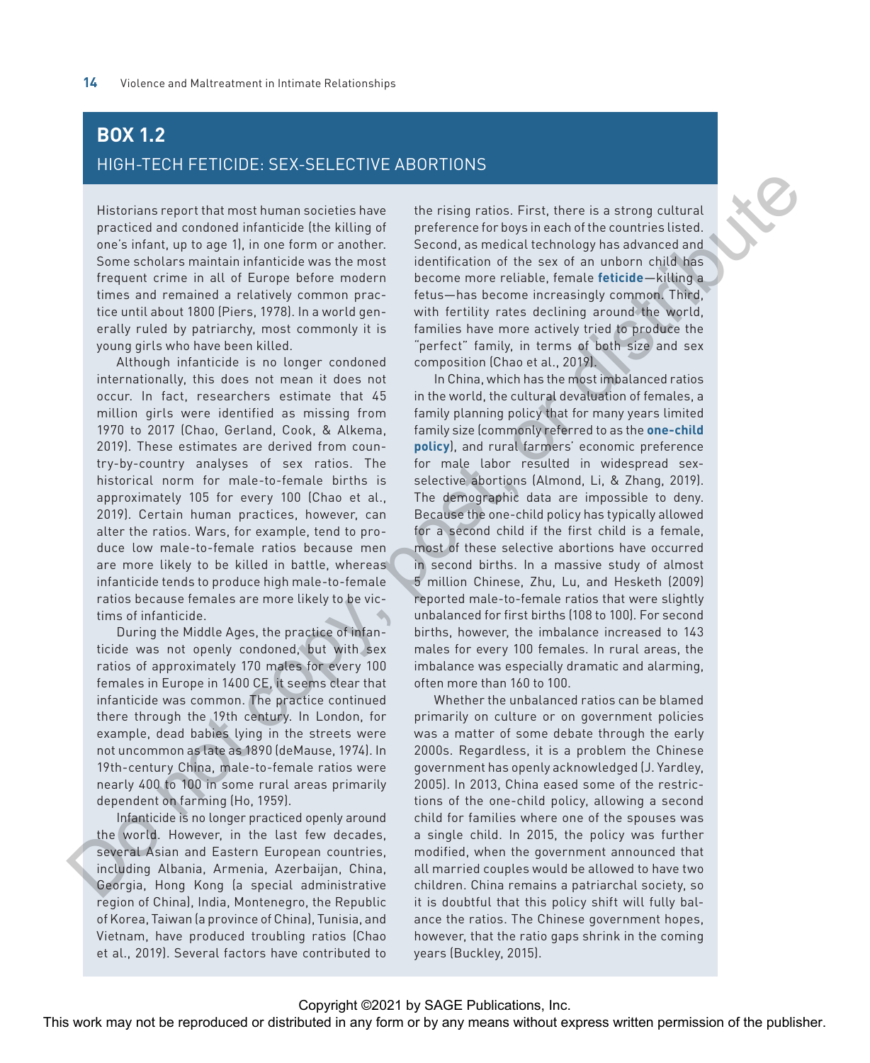## BOX 1.2

### HIGH-TECH FETICIDE: SEX-SELECTIVE ABORTIONS

Historians report that most human societies have practiced and condoned infanticide (the killing of one's infant, up to age 1), in one form or another. Some scholars maintain infanticide was the most frequent crime in all of Europe before modern times and remained a relatively common practice until about 1800 (Piers, 1978). In a world generally ruled by patriarchy, most commonly it is young girls who have been killed.

Although infanticide is no longer condoned internationally, this does not mean it does not occur. In fact, researchers estimate that 45 million girls were identified as missing from 1970 to 2017 (Chao, Gerland, Cook, & Alkema, 2019). These estimates are derived from country-by-country analyses of sex ratios. The historical norm for male-to-female births is approximately 105 for every 100 (Chao et al., 2019). Certain human practices, however, can alter the ratios. Wars, for example, tend to produce low male-to-female ratios because men are more likely to be killed in battle, whereas infanticide tends to produce high male-to-female ratios because females are more likely to be victims of infanticide.

During the Middle Ages, the practice of infanticide was not openly condoned, but with sex ratios of approximately 170 males for every 100 females in Europe in 1400 CE, it seems clear that infanticide was common. The practice continued there through the 19th century. In London, for example, dead babies lying in the streets were not uncommon as late as 1890 (deMause, 1974). In 19th-century China, male-to-female ratios were nearly 400 to 100 in some rural areas primarily dependent on farming (Ho, 1959).

Infanticide is no longer practiced openly around the world. However, in the last few decades, several Asian and Eastern European countries, including Albania, Armenia, Azerbaijan, China, Georgia, Hong Kong (a special administrative region of China), India, Montenegro, the Republic of Korea, Taiwan (a province of China), Tunisia, and Vietnam, have produced troubling ratios (Chao et al., 2019). Several factors have contributed to the rising ratios. First, there is a strong cultural preference for boys in each of the countries listed. Second, as medical technology has advanced and identification of the sex of an unborn child has become more reliable, female **feticide**—killing a fetus—has become increasingly common. Third, with fertility rates declining around the world, families have more actively tried to produce the "perfect" family, in terms of both size and sex composition (Chao et al., 2019).

In China, which has the most imbalanced ratios in the world, the cultural devaluation of females, a family planning policy that for many years limited family size (commonly referred to as the **one-child policy**), and rural farmers' economic preference for male labor resulted in widespread sex-selective abortions (Almond, Li, & Zhang, 2019). The demographic data are impossible to deny. Because the one-child policy has typically allowed for a second child if the first child is a female, most of these selective abortions have occurred in second births. In a massive study of almost 5 million Chinese, Zhu, Lu, and Hesketh (2009) reported male-to-female ratios that were slightly unbalanced for first births (108 to 100). For second births, however, the imbalance increased to 143 males for every 100 females. In rural areas, the imbalance was especially dramatic and alarming, often more than 160 to 100.

Whether the unbalanced ratios can be blamed primarily on culture or on government policies was a matter of some debate through the early 2000s. Regardless, it is a problem the Chinese government has openly acknowledged (J. Yardley, 2005). In 2013, China eased some of the restrictions of the one-child policy, allowing a second child for families where one of the spouses was a single child. In 2015, the policy was further modified, when the government announced that all married couples would be allowed to have two children. China remains a patriarchal society, so it is doubtful that this policy shift will fully balance the ratios. The Chinese government hopes, however, that the ratio gaps shrink in the coming years (Buckley, 2015).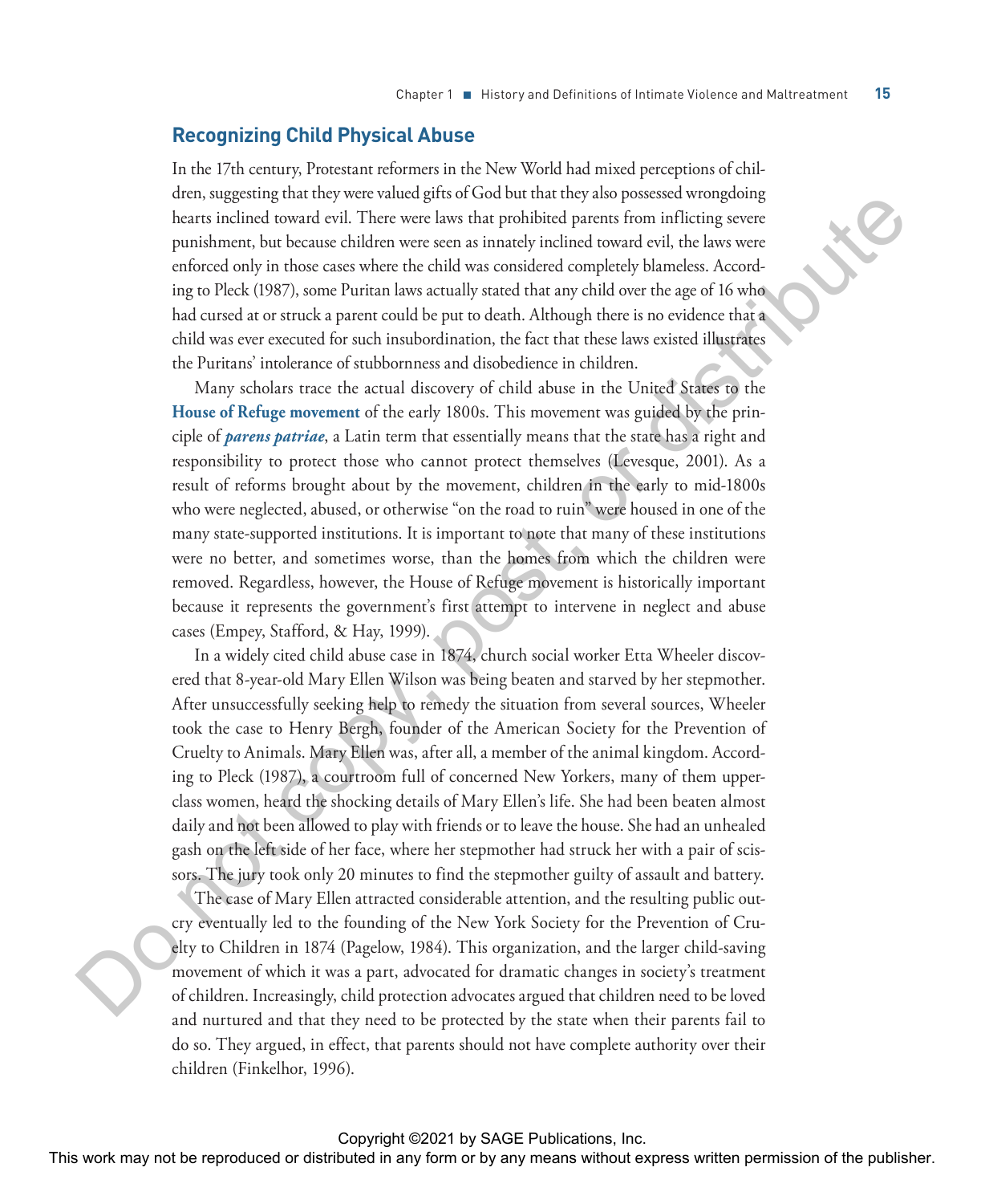## Recognizing Child Physical Abuse

In the 17th century, Protestant reformers in the New World had mixed perceptions of children, suggesting that they were valued gifts of God but that they also possessed wrongdoing hearts inclined toward evil. There were laws that prohibited parents from inflicting severe punishment, but because children were seen as innately inclined toward evil, the laws were enforced only in those cases where the child was considered completely blameless. According to Pleck (1987), some Puritan laws actually stated that any child over the age of 16 who had cursed at or struck a parent could be put to death. Although there is no evidence that a child was ever executed for such insubordination, the fact that these laws existed illustrates the Puritans' intolerance of stubbornness and disobedience in children.

Many scholars trace the actual discovery of child abuse in the United States to the **House of Refuge movement** of the early 1800s. This movement was guided by the principle of ***parens patriae***, a Latin term that essentially means that the state has a right and responsibility to protect those who cannot protect themselves (Levesque, 2001). As a result of reforms brought about by the movement, children in the early to mid-1800s who were neglected, abused, or otherwise "on the road to ruin" were housed in one of the many state-supported institutions. It is important to note that many of these institutions were no better, and sometimes worse, than the homes from which the children were removed. Regardless, however, the House of Refuge movement is historically important because it represents the government's first attempt to intervene in neglect and abuse cases (Empey, Stafford, & Hay, 1999).

In a widely cited child abuse case in 1874, church social worker Etta Wheeler discovered that 8-year-old Mary Ellen Wilson was being beaten and starved by her stepmother. After unsuccessfully seeking help to remedy the situation from several sources, Wheeler took the case to Henry Bergh, founder of the American Society for the Prevention of Cruelty to Animals. Mary Ellen was, after all, a member of the animal kingdom. According to Pleck (1987), a courtroom full of concerned New Yorkers, many of them upper-class women, heard the shocking details of Mary Ellen's life. She had been beaten almost daily and not been allowed to play with friends or to leave the house. She had an unhealed gash on the left side of her face, where her stepmother had struck her with a pair of scissors. The jury took only 20 minutes to find the stepmother guilty of assault and battery.

The case of Mary Ellen attracted considerable attention, and the resulting public outcry eventually led to the founding of the New York Society for the Prevention of Cruelty to Children in 1874 (Pagelow, 1984). This organization, and the larger child-saving movement of which it was a part, advocated for dramatic changes in society's treatment of children. Increasingly, child protection advocates argued that children need to be loved and nurtured and that they need to be protected by the state when their parents fail to do so. They argued, in effect, that parents should not have complete authority over their children (Finkelhor, 1996).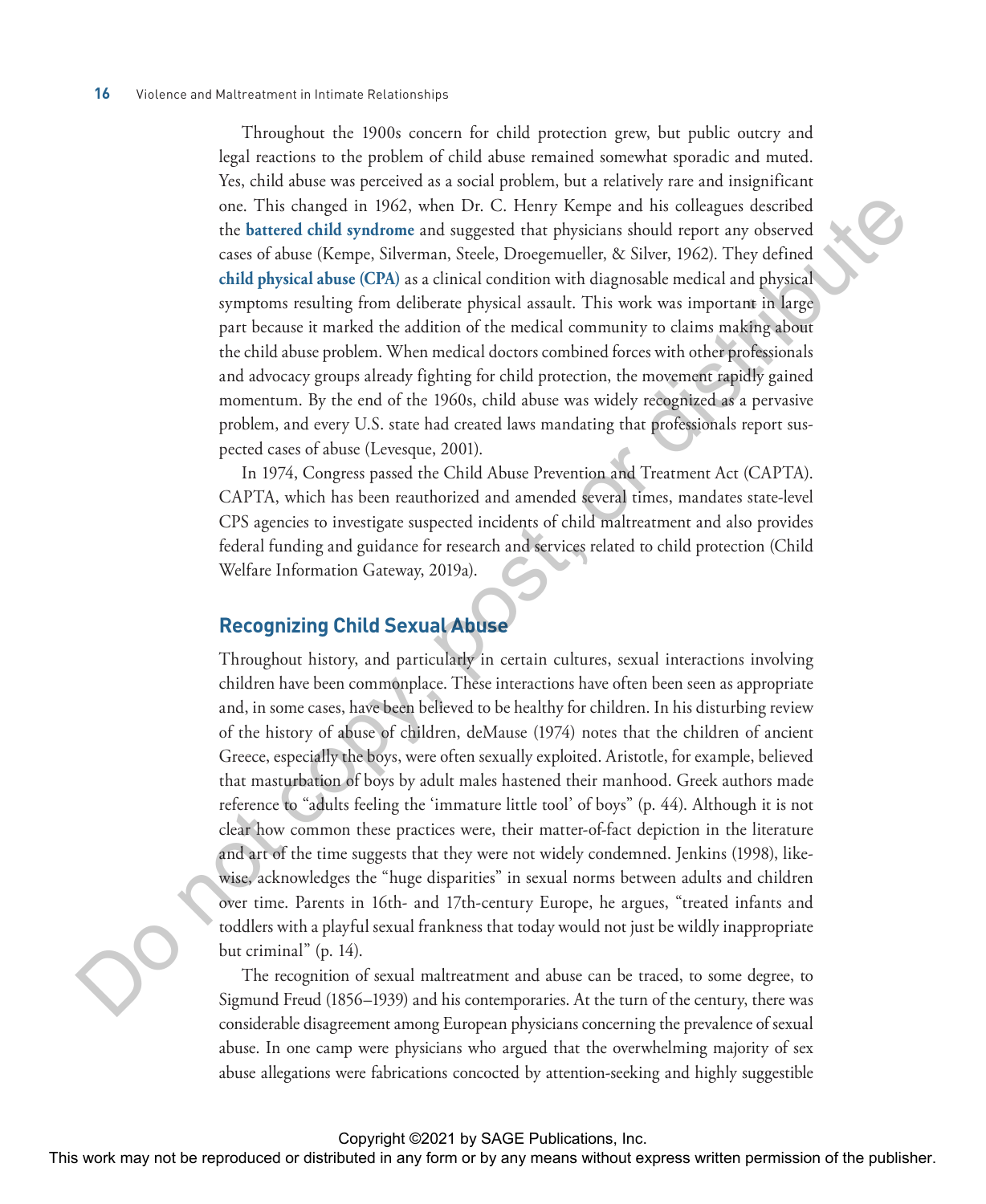Throughout the 1900s concern for child protection grew, but public outcry and legal reactions to the problem of child abuse remained somewhat sporadic and muted. Yes, child abuse was perceived as a social problem, but a relatively rare and insignificant one. This changed in 1962, when Dr. C. Henry Kempe and his colleagues described the **battered child syndrome** and suggested that physicians should report any observed cases of abuse (Kempe, Silverman, Steele, Droegemueller, & Silver, 1962). They defined **child physical abuse (CPA)** as a clinical condition with diagnosable medical and physical symptoms resulting from deliberate physical assault. This work was important in large part because it marked the addition of the medical community to claims making about the child abuse problem. When medical doctors combined forces with other professionals and advocacy groups already fighting for child protection, the movement rapidly gained momentum. By the end of the 1960s, child abuse was widely recognized as a pervasive problem, and every U.S. state had created laws mandating that professionals report suspected cases of abuse (Levesque, 2001).

In 1974, Congress passed the Child Abuse Prevention and Treatment Act (CAPTA). CAPTA, which has been reauthorized and amended several times, mandates state-level CPS agencies to investigate suspected incidents of child maltreatment and also provides federal funding and guidance for research and services related to child protection (Child Welfare Information Gateway, 2019a).

## Recognizing Child Sexual Abuse

Throughout history, and particularly in certain cultures, sexual interactions involving children have been commonplace. These interactions have often been seen as appropriate and, in some cases, have been believed to be healthy for children. In his disturbing review of the history of abuse of children, deMause (1974) notes that the children of ancient Greece, especially the boys, were often sexually exploited. Aristotle, for example, believed that masturbation of boys by adult males hastened their manhood. Greek authors made reference to "adults feeling the 'immature little tool' of boys" (p. 44). Although it is not clear how common these practices were, their matter-of-fact depiction in the literature and art of the time suggests that they were not widely condemned. Jenkins (1998), likewise, acknowledges the "huge disparities" in sexual norms between adults and children over time. Parents in 16th- and 17th-century Europe, he argues, "treated infants and toddlers with a playful sexual frankness that today would not just be wildly inappropriate but criminal" (p. 14).

The recognition of sexual maltreatment and abuse can be traced, to some degree, to Sigmund Freud (1856–1939) and his contemporaries. At the turn of the century, there was considerable disagreement among European physicians concerning the prevalence of sexual abuse. In one camp were physicians who argued that the overwhelming majority of sex abuse allegations were fabrications concocted by attention-seeking and highly suggestible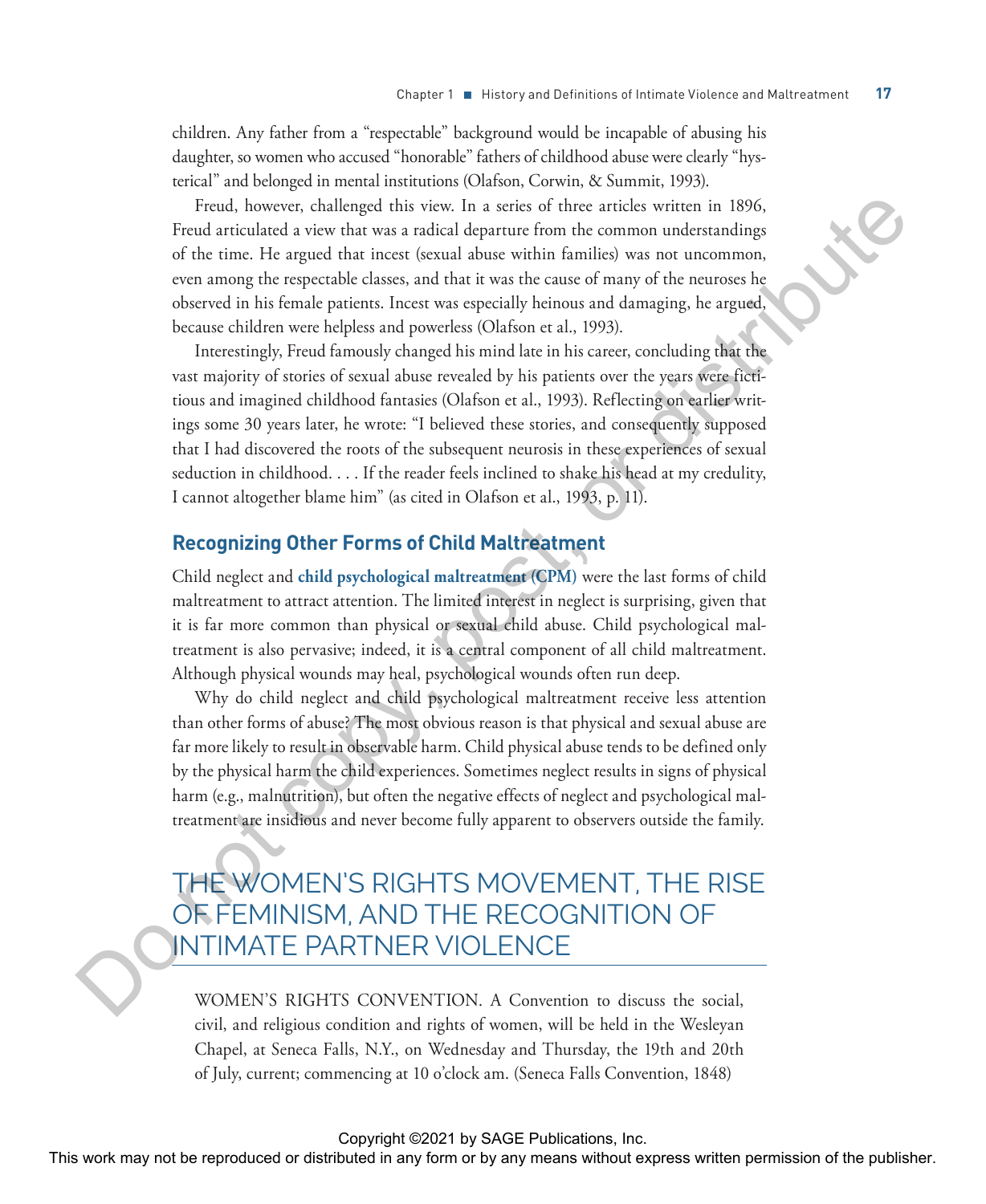children. Any father from a "respectable" background would be incapable of abusing his daughter, so women who accused "honorable" fathers of childhood abuse were clearly "hysterical" and belonged in mental institutions (Olafson, Corwin, & Summit, 1993).

Freud, however, challenged this view. In a series of three articles written in 1896, Freud articulated a view that was a radical departure from the common understandings of the time. He argued that incest (sexual abuse within families) was not uncommon, even among the respectable classes, and that it was the cause of many of the neuroses he observed in his female patients. Incest was especially heinous and damaging, he argued, because children were helpless and powerless (Olafson et al., 1993).

Interestingly, Freud famously changed his mind late in his career, concluding that the vast majority of stories of sexual abuse revealed by his patients over the years were fictitious and imagined childhood fantasies (Olafson et al., 1993). Reflecting on earlier writings some 30 years later, he wrote: "I believed these stories, and consequently supposed that I had discovered the roots of the subsequent neurosis in these experiences of sexual seduction in childhood. . . . If the reader feels inclined to shake his head at my credulity, I cannot altogether blame him" (as cited in Olafson et al., 1993, p. 11).

### Recognizing Other Forms of Child Maltreatment

Child neglect and **child psychological maltreatment (CPM)** were the last forms of child maltreatment to attract attention. The limited interest in neglect is surprising, given that it is far more common than physical or sexual child abuse. Child psychological maltreatment is also pervasive; indeed, it is a central component of all child maltreatment. Although physical wounds may heal, psychological wounds often run deep.

Why do child neglect and child psychological maltreatment receive less attention than other forms of abuse? The most obvious reason is that physical and sexual abuse are far more likely to result in observable harm. Child physical abuse tends to be defined only by the physical harm the child experiences. Sometimes neglect results in signs of physical harm (e.g., malnutrition), but often the negative effects of neglect and psychological maltreatment are insidious and never become fully apparent to observers outside the family.

## THE WOMEN'S RIGHTS MOVEMENT, THE RISE OF FEMINISM, AND THE RECOGNITION OF INTIMATE PARTNER VIOLENCE

> WOMEN'S RIGHTS CONVENTION. A Convention to discuss the social, civil, and religious condition and rights of women, will be held in the Wesleyan Chapel, at Seneca Falls, N.Y., on Wednesday and Thursday, the 19th and 20th of July, current; commencing at 10 o'clock am. (Seneca Falls Convention, 1848)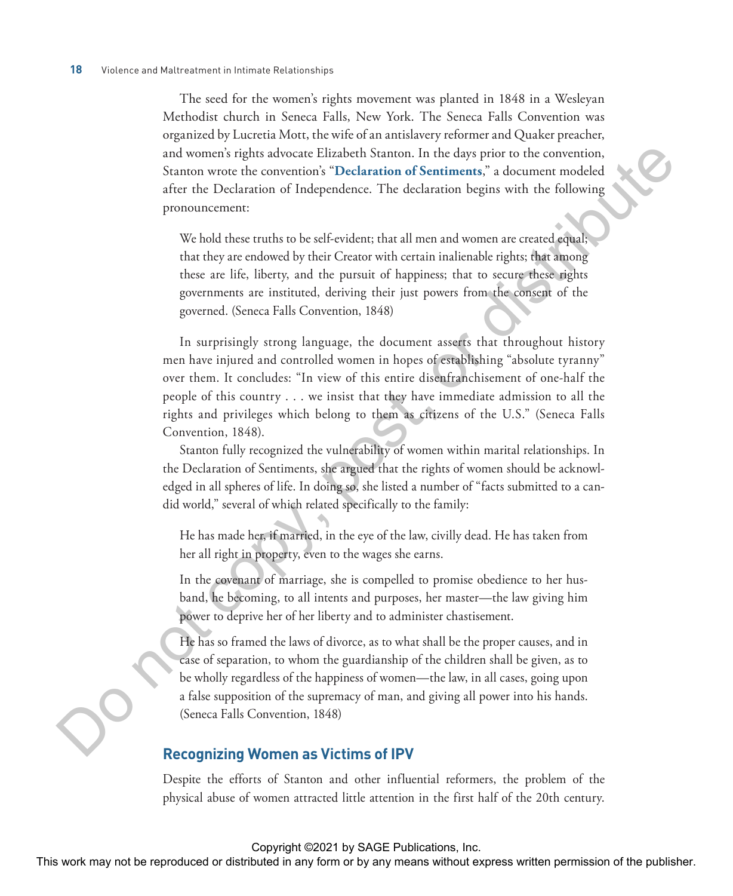The seed for the women's rights movement was planted in 1848 in a Wesleyan Methodist church in Seneca Falls, New York. The Seneca Falls Convention was organized by Lucretia Mott, the wife of an antislavery reformer and Quaker preacher, and women's rights advocate Elizabeth Stanton. In the days prior to the convention, Stanton wrote the convention's "**Declaration of Sentiments**," a document modeled after the Declaration of Independence. The declaration begins with the following pronouncement:

> We hold these truths to be self-evident; that all men and women are created equal; that they are endowed by their Creator with certain inalienable rights; that among these are life, liberty, and the pursuit of happiness; that to secure these rights governments are instituted, deriving their just powers from the consent of the governed. (Seneca Falls Convention, 1848)

In surprisingly strong language, the document asserts that throughout history men have injured and controlled women in hopes of establishing "absolute tyranny" over them. It concludes: "In view of this entire disenfranchisement of one-half the people of this country . . . we insist that they have immediate admission to all the rights and privileges which belong to them as citizens of the U.S." (Seneca Falls Convention, 1848).

Stanton fully recognized the vulnerability of women within marital relationships. In the Declaration of Sentiments, she argued that the rights of women should be acknowledged in all spheres of life. In doing so, she listed a number of "facts submitted to a candid world," several of which related specifically to the family:

> He has made her, if married, in the eye of the law, civilly dead. He has taken from her all right in property, even to the wages she earns.
>
> In the covenant of marriage, she is compelled to promise obedience to her husband, he becoming, to all intents and purposes, her master—the law giving him power to deprive her of her liberty and to administer chastisement.
>
> He has so framed the laws of divorce, as to what shall be the proper causes, and in case of separation, to whom the guardianship of the children shall be given, as to be wholly regardless of the happiness of women—the law, in all cases, going upon a false supposition of the supremacy of man, and giving all power into his hands. (Seneca Falls Convention, 1848)

## Recognizing Women as Victims of IPV

Despite the efforts of Stanton and other influential reformers, the problem of the physical abuse of women attracted little attention in the first half of the 20th century.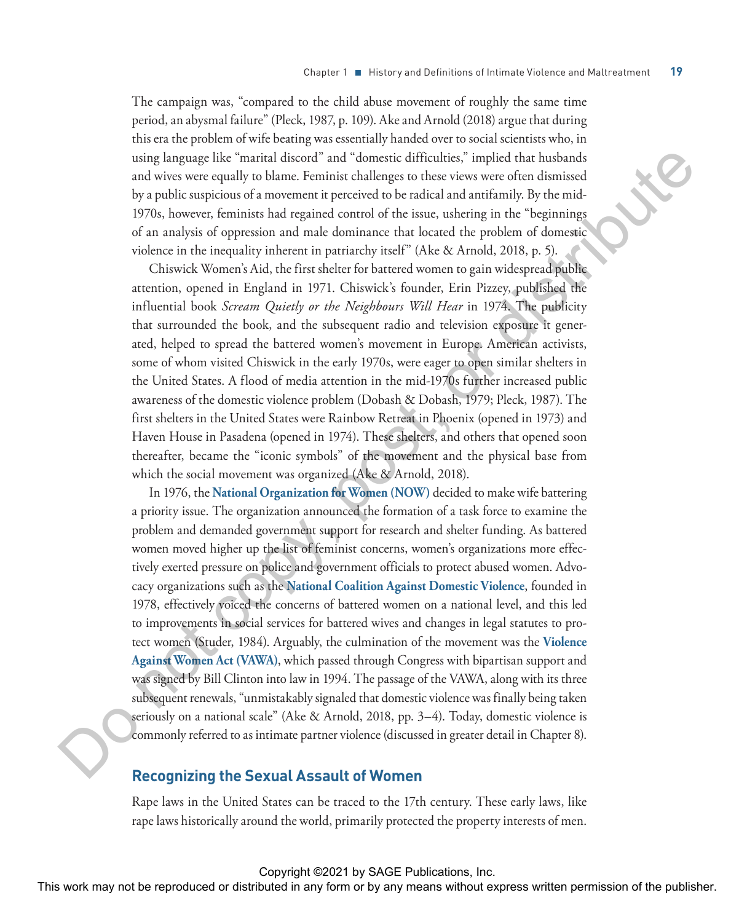The campaign was, "compared to the child abuse movement of roughly the same time period, an abysmal failure" (Pleck, 1987, p. 109). Ake and Arnold (2018) argue that during this era the problem of wife beating was essentially handed over to social scientists who, in using language like "marital discord" and "domestic difficulties," implied that husbands and wives were equally to blame. Feminist challenges to these views were often dismissed by a public suspicious of a movement it perceived to be radical and antifamily. By the mid-1970s, however, feminists had regained control of the issue, ushering in the "beginnings of an analysis of oppression and male dominance that located the problem of domestic violence in the inequality inherent in patriarchy itself" (Ake & Arnold, 2018, p. 5).

Chiswick Women's Aid, the first shelter for battered women to gain widespread public attention, opened in England in 1971. Chiswick's founder, Erin Pizzey, published the influential book *Scream Quietly or the Neighbours Will Hear* in 1974. The publicity that surrounded the book, and the subsequent radio and television exposure it generated, helped to spread the battered women's movement in Europe. American activists, some of whom visited Chiswick in the early 1970s, were eager to open similar shelters in the United States. A flood of media attention in the mid-1970s further increased public awareness of the domestic violence problem (Dobash & Dobash, 1979; Pleck, 1987). The first shelters in the United States were Rainbow Retreat in Phoenix (opened in 1973) and Haven House in Pasadena (opened in 1974). These shelters, and others that opened soon thereafter, became the "iconic symbols" of the movement and the physical base from which the social movement was organized (Ake & Arnold, 2018).

In 1976, the **National Organization for Women (NOW)** decided to make wife battering a priority issue. The organization announced the formation of a task force to examine the problem and demanded government support for research and shelter funding. As battered women moved higher up the list of feminist concerns, women's organizations more effectively exerted pressure on police and government officials to protect abused women. Advocacy organizations such as the **National Coalition Against Domestic Violence**, founded in 1978, effectively voiced the concerns of battered women on a national level, and this led to improvements in social services for battered wives and changes in legal statutes to protect women (Studer, 1984). Arguably, the culmination of the movement was the **Violence Against Women Act (VAWA)**, which passed through Congress with bipartisan support and was signed by Bill Clinton into law in 1994. The passage of the VAWA, along with its three subsequent renewals, "unmistakably signaled that domestic violence was finally being taken seriously on a national scale" (Ake & Arnold, 2018, pp. 3–4). Today, domestic violence is commonly referred to as intimate partner violence (discussed in greater detail in Chapter 8).

## Recognizing the Sexual Assault of Women

Rape laws in the United States can be traced to the 17th century. These early laws, like rape laws historically around the world, primarily protected the property interests of men.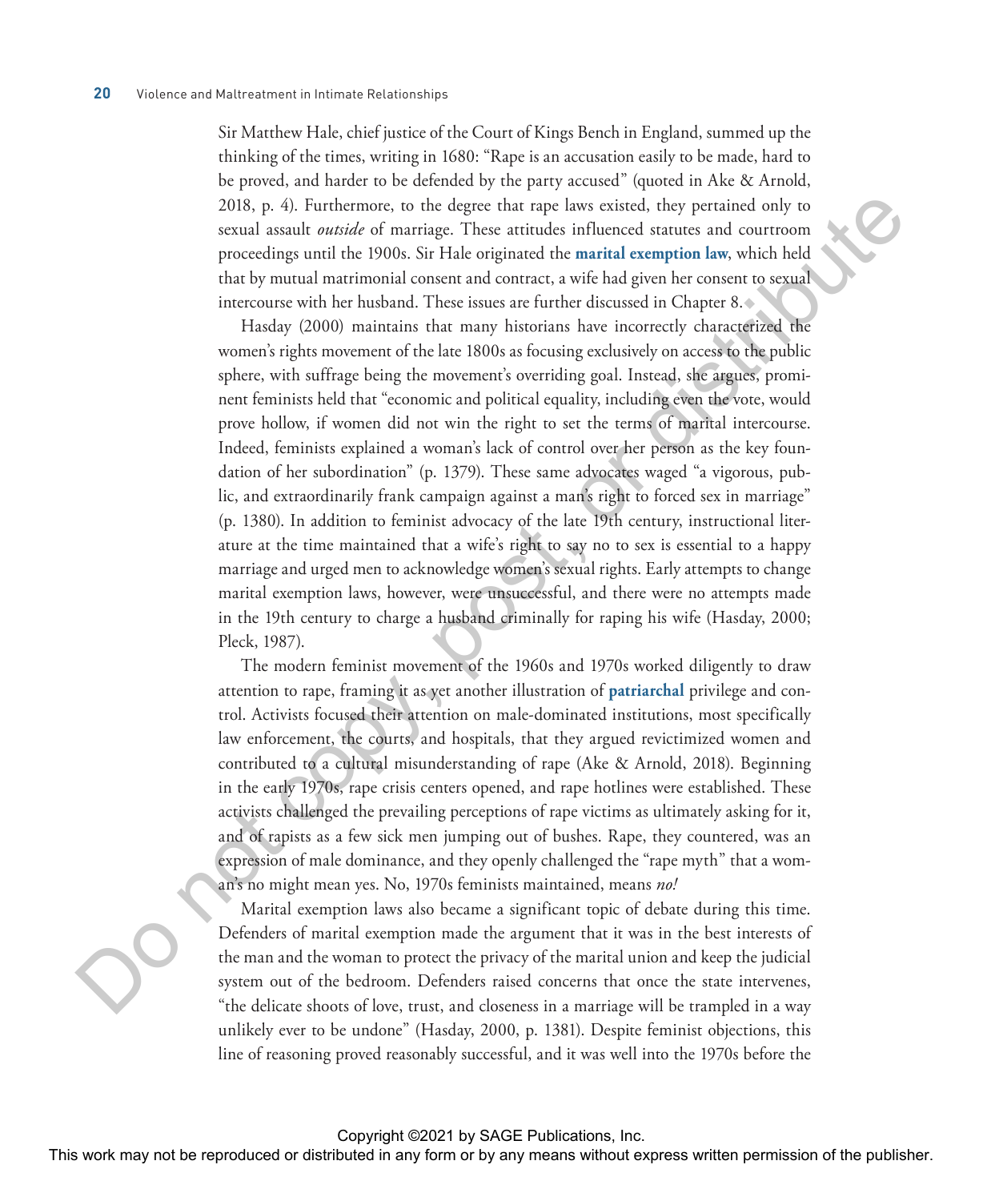Sir Matthew Hale, chief justice of the Court of Kings Bench in England, summed up the thinking of the times, writing in 1680: "Rape is an accusation easily to be made, hard to be proved, and harder to be defended by the party accused" (quoted in Ake & Arnold, 2018, p. 4). Furthermore, to the degree that rape laws existed, they pertained only to sexual assault *outside* of marriage. These attitudes influenced statutes and courtroom proceedings until the 1900s. Sir Hale originated the **marital exemption law**, which held that by mutual matrimonial consent and contract, a wife had given her consent to sexual intercourse with her husband. These issues are further discussed in Chapter 8.

Hasday (2000) maintains that many historians have incorrectly characterized the women's rights movement of the late 1800s as focusing exclusively on access to the public sphere, with suffrage being the movement's overriding goal. Instead, she argues, prominent feminists held that "economic and political equality, including even the vote, would prove hollow, if women did not win the right to set the terms of marital intercourse. Indeed, feminists explained a woman's lack of control over her person as the key foundation of her subordination" (p. 1379). These same advocates waged "a vigorous, public, and extraordinarily frank campaign against a man's right to forced sex in marriage" (p. 1380). In addition to feminist advocacy of the late 19th century, instructional literature at the time maintained that a wife's right to say no to sex is essential to a happy marriage and urged men to acknowledge women's sexual rights. Early attempts to change marital exemption laws, however, were unsuccessful, and there were no attempts made in the 19th century to charge a husband criminally for raping his wife (Hasday, 2000; Pleck, 1987).

The modern feminist movement of the 1960s and 1970s worked diligently to draw attention to rape, framing it as yet another illustration of **patriarchal** privilege and control. Activists focused their attention on male-dominated institutions, most specifically law enforcement, the courts, and hospitals, that they argued revictimized women and contributed to a cultural misunderstanding of rape (Ake & Arnold, 2018). Beginning in the early 1970s, rape crisis centers opened, and rape hotlines were established. These activists challenged the prevailing perceptions of rape victims as ultimately asking for it, and of rapists as a few sick men jumping out of bushes. Rape, they countered, was an expression of male dominance, and they openly challenged the "rape myth" that a woman's no might mean yes. No, 1970s feminists maintained, means *no!*

Marital exemption laws also became a significant topic of debate during this time. Defenders of marital exemption made the argument that it was in the best interests of the man and the woman to protect the privacy of the marital union and keep the judicial system out of the bedroom. Defenders raised concerns that once the state intervenes, "the delicate shoots of love, trust, and closeness in a marriage will be trampled in a way unlikely ever to be undone" (Hasday, 2000, p. 1381). Despite feminist objections, this line of reasoning proved reasonably successful, and it was well into the 1970s before the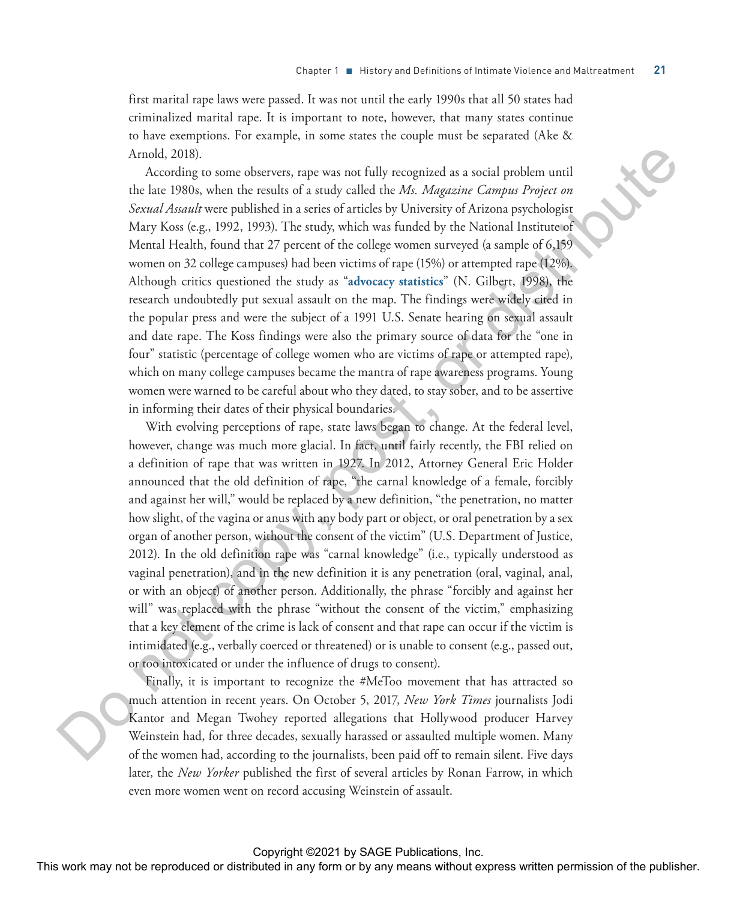first marital rape laws were passed. It was not until the early 1990s that all 50 states had criminalized marital rape. It is important to note, however, that many states continue to have exemptions. For example, in some states the couple must be separated (Ake & Arnold, 2018).

According to some observers, rape was not fully recognized as a social problem until the late 1980s, when the results of a study called the *Ms. Magazine Campus Project on Sexual Assault* were published in a series of articles by University of Arizona psychologist Mary Koss (e.g., 1992, 1993). The study, which was funded by the National Institute of Mental Health, found that 27 percent of the college women surveyed (a sample of 6,159 women on 32 college campuses) had been victims of rape (15%) or attempted rape (12%). Although critics questioned the study as "**advocacy statistics**" (N. Gilbert, 1998), the research undoubtedly put sexual assault on the map. The findings were widely cited in the popular press and were the subject of a 1991 U.S. Senate hearing on sexual assault and date rape. The Koss findings were also the primary source of data for the "one in four" statistic (percentage of college women who are victims of rape or attempted rape), which on many college campuses became the mantra of rape awareness programs. Young women were warned to be careful about who they dated, to stay sober, and to be assertive in informing their dates of their physical boundaries.

With evolving perceptions of rape, state laws began to change. At the federal level, however, change was much more glacial. In fact, until fairly recently, the FBI relied on a definition of rape that was written in 1927. In 2012, Attorney General Eric Holder announced that the old definition of rape, "the carnal knowledge of a female, forcibly and against her will," would be replaced by a new definition, "the penetration, no matter how slight, of the vagina or anus with any body part or object, or oral penetration by a sex organ of another person, without the consent of the victim" (U.S. Department of Justice, 2012). In the old definition rape was "carnal knowledge" (i.e., typically understood as vaginal penetration), and in the new definition it is any penetration (oral, vaginal, anal, or with an object) of another person. Additionally, the phrase "forcibly and against her will" was replaced with the phrase "without the consent of the victim," emphasizing that a key element of the crime is lack of consent and that rape can occur if the victim is intimidated (e.g., verbally coerced or threatened) or is unable to consent (e.g., passed out, or too intoxicated or under the influence of drugs to consent).

Finally, it is important to recognize the #MeToo movement that has attracted so much attention in recent years. On October 5, 2017, *New York Times* journalists Jodi Kantor and Megan Twohey reported allegations that Hollywood producer Harvey Weinstein had, for three decades, sexually harassed or assaulted multiple women. Many of the women had, according to the journalists, been paid off to remain silent. Five days later, the *New Yorker* published the first of several articles by Ronan Farrow, in which even more women went on record accusing Weinstein of assault.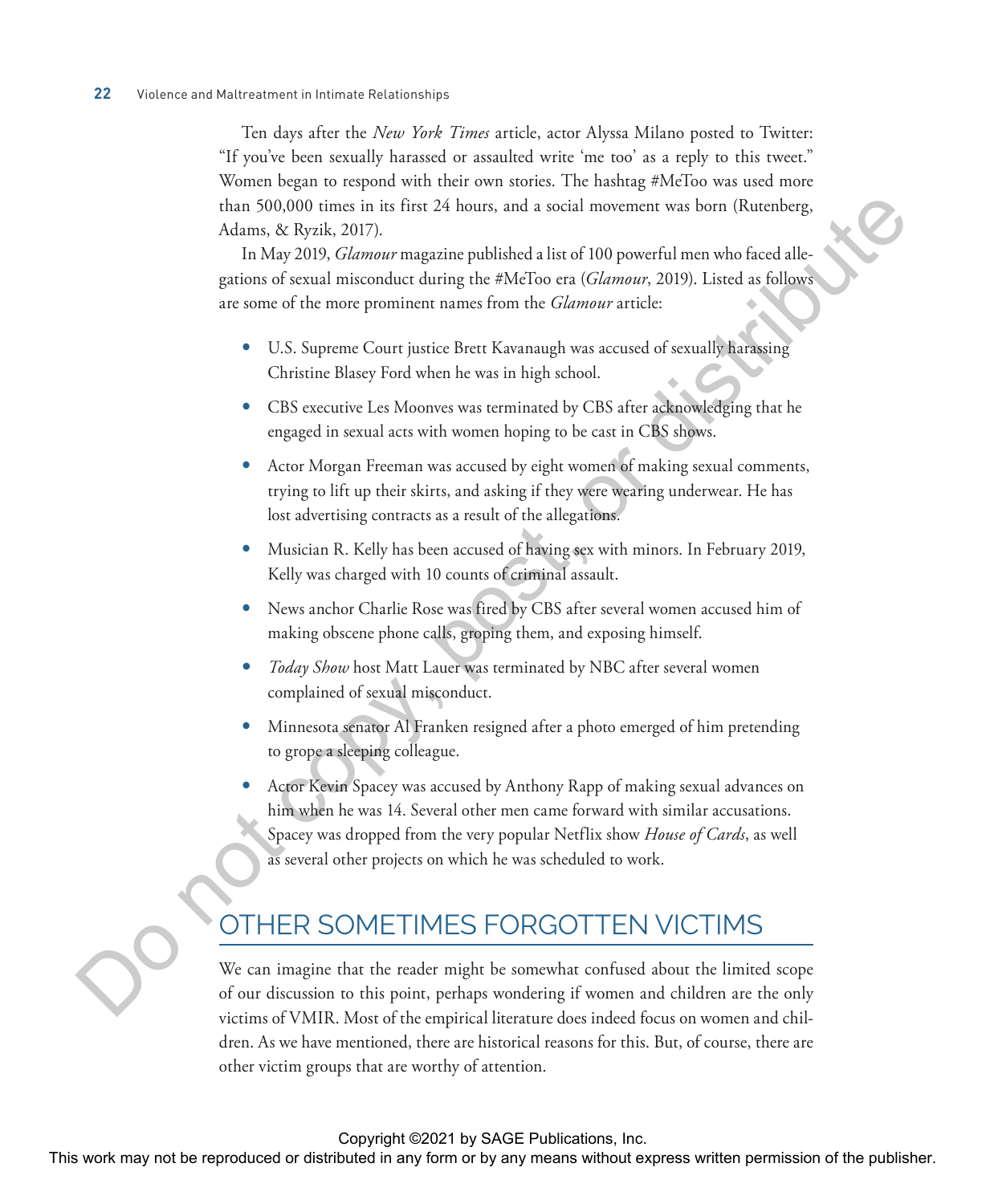Ten days after the *New York Times* article, actor Alyssa Milano posted to Twitter: "If you've been sexually harassed or assaulted write 'me too' as a reply to this tweet." Women began to respond with their own stories. The hashtag #MeToo was used more than 500,000 times in its first 24 hours, and a social movement was born (Rutenberg, Adams, & Ryzik, 2017).

In May 2019, *Glamour* magazine published a list of 100 powerful men who faced allegations of sexual misconduct during the #MeToo era (*Glamour*, 2019). Listed as follows are some of the more prominent names from the *Glamour* article:

- U.S. Supreme Court justice Brett Kavanaugh was accused of sexually harassing Christine Blasey Ford when he was in high school.
- CBS executive Les Moonves was terminated by CBS after acknowledging that he engaged in sexual acts with women hoping to be cast in CBS shows.
- Actor Morgan Freeman was accused by eight women of making sexual comments, trying to lift up their skirts, and asking if they were wearing underwear. He has lost advertising contracts as a result of the allegations.
- Musician R. Kelly has been accused of having sex with minors. In February 2019, Kelly was charged with 10 counts of criminal assault.
- News anchor Charlie Rose was fired by CBS after several women accused him of making obscene phone calls, groping them, and exposing himself.
- *Today Show* host Matt Lauer was terminated by NBC after several women complained of sexual misconduct.
- Minnesota senator Al Franken resigned after a photo emerged of him pretending to grope a sleeping colleague.
- Actor Kevin Spacey was accused by Anthony Rapp of making sexual advances on him when he was 14. Several other men came forward with similar accusations. Spacey was dropped from the very popular Netflix show *House of Cards*, as well as several other projects on which he was scheduled to work.

## OTHER SOMETIMES FORGOTTEN VICTIMS

We can imagine that the reader might be somewhat confused about the limited scope of our discussion to this point, perhaps wondering if women and children are the only victims of VMIR. Most of the empirical literature does indeed focus on women and children. As we have mentioned, there are historical reasons for this. But, of course, there are other victim groups that are worthy of attention.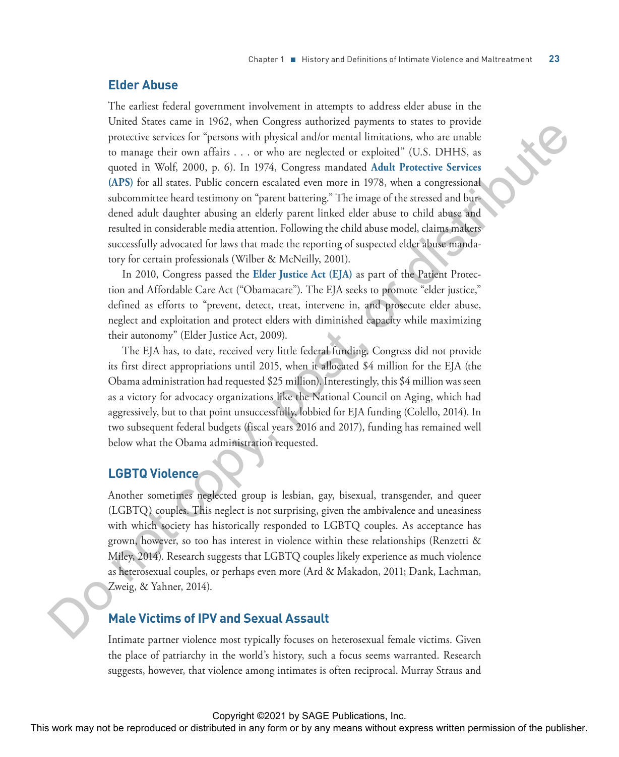## Elder Abuse

The earliest federal government involvement in attempts to address elder abuse in the United States came in 1962, when Congress authorized payments to states to provide protective services for "persons with physical and/or mental limitations, who are unable to manage their own affairs . . . or who are neglected or exploited" (U.S. DHHS, as quoted in Wolf, 2000, p. 6). In 1974, Congress mandated **Adult Protective Services (APS)** for all states. Public concern escalated even more in 1978, when a congressional subcommittee heard testimony on "parent battering." The image of the stressed and burdened adult daughter abusing an elderly parent linked elder abuse to child abuse and resulted in considerable media attention. Following the child abuse model, claims makers successfully advocated for laws that made the reporting of suspected elder abuse mandatory for certain professionals (Wilber & McNeilly, 2001).

In 2010, Congress passed the **Elder Justice Act (EJA)** as part of the Patient Protection and Affordable Care Act ("Obamacare"). The EJA seeks to promote "elder justice," defined as efforts to "prevent, detect, treat, intervene in, and prosecute elder abuse, neglect and exploitation and protect elders with diminished capacity while maximizing their autonomy" (Elder Justice Act, 2009).

The EJA has, to date, received very little federal funding. Congress did not provide its first direct appropriations until 2015, when it allocated $4 million for the EJA (the Obama administration had requested $25 million). Interestingly, this $4 million was seen as a victory for advocacy organizations like the National Council on Aging, which had aggressively, but to that point unsuccessfully, lobbied for EJA funding (Colello, 2014). In two subsequent federal budgets (fiscal years 2016 and 2017), funding has remained well below what the Obama administration requested.

## LGBTQ Violence

Another sometimes neglected group is lesbian, gay, bisexual, transgender, and queer (LGBTQ) couples. This neglect is not surprising, given the ambivalence and uneasiness with which society has historically responded to LGBTQ couples. As acceptance has grown, however, so too has interest in violence within these relationships (Renzetti & Miley, 2014). Research suggests that LGBTQ couples likely experience as much violence as heterosexual couples, or perhaps even more (Ard & Makadon, 2011; Dank, Lachman, Zweig, & Yahner, 2014).

## Male Victims of IPV and Sexual Assault

Intimate partner violence most typically focuses on heterosexual female victims. Given the place of patriarchy in the world's history, such a focus seems warranted. Research suggests, however, that violence among intimates is often reciprocal. Murray Straus and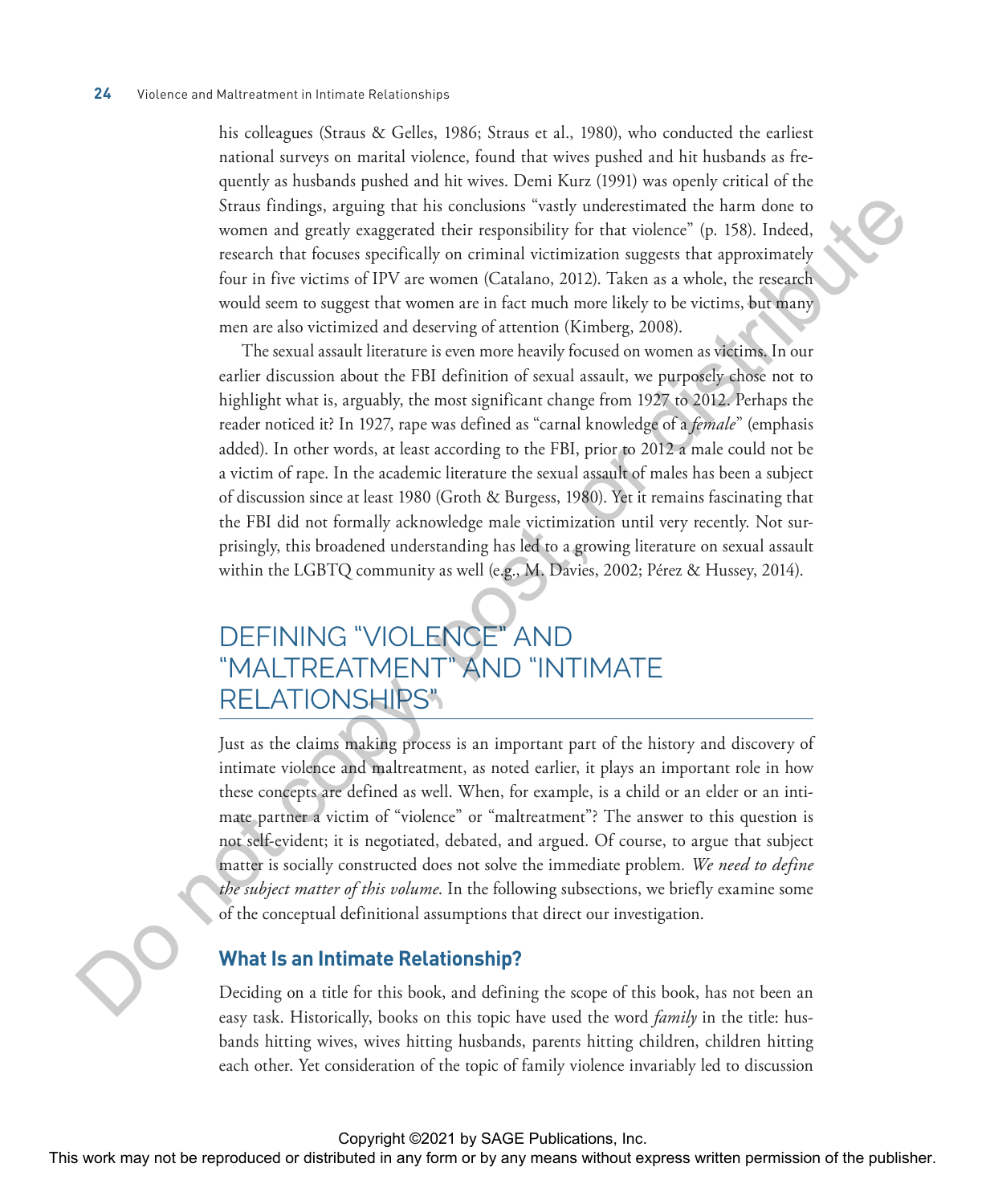his colleagues (Straus & Gelles, 1986; Straus et al., 1980), who conducted the earliest national surveys on marital violence, found that wives pushed and hit husbands as frequently as husbands pushed and hit wives. Demi Kurz (1991) was openly critical of the Straus findings, arguing that his conclusions "vastly underestimated the harm done to women and greatly exaggerated their responsibility for that violence" (p. 158). Indeed, research that focuses specifically on criminal victimization suggests that approximately four in five victims of IPV are women (Catalano, 2012). Taken as a whole, the research would seem to suggest that women are in fact much more likely to be victims, but many men are also victimized and deserving of attention (Kimberg, 2008).

The sexual assault literature is even more heavily focused on women as victims. In our earlier discussion about the FBI definition of sexual assault, we purposely chose not to highlight what is, arguably, the most significant change from 1927 to 2012. Perhaps the reader noticed it? In 1927, rape was defined as "carnal knowledge of a *female*" (emphasis added). In other words, at least according to the FBI, prior to 2012 a male could not be a victim of rape. In the academic literature the sexual assault of males has been a subject of discussion since at least 1980 (Groth & Burgess, 1980). Yet it remains fascinating that the FBI did not formally acknowledge male victimization until very recently. Not surprisingly, this broadened understanding has led to a growing literature on sexual assault within the LGBTQ community as well (e.g., M. Davies, 2002; Pérez & Hussey, 2014).

## DEFINING "VIOLENCE" AND "MALTREATMENT" AND "INTIMATE RELATIONSHIPS"

Just as the claims making process is an important part of the history and discovery of intimate violence and maltreatment, as noted earlier, it plays an important role in how these concepts are defined as well. When, for example, is a child or an elder or an intimate partner a victim of "violence" or "maltreatment"? The answer to this question is not self-evident; it is negotiated, debated, and argued. Of course, to argue that subject matter is socially constructed does not solve the immediate problem. *We need to define the subject matter of this volume.* In the following subsections, we briefly examine some of the conceptual definitional assumptions that direct our investigation.

### What Is an Intimate Relationship?

Deciding on a title for this book, and defining the scope of this book, has not been an easy task. Historically, books on this topic have used the word *family* in the title: husbands hitting wives, wives hitting husbands, parents hitting children, children hitting each other. Yet consideration of the topic of family violence invariably led to discussion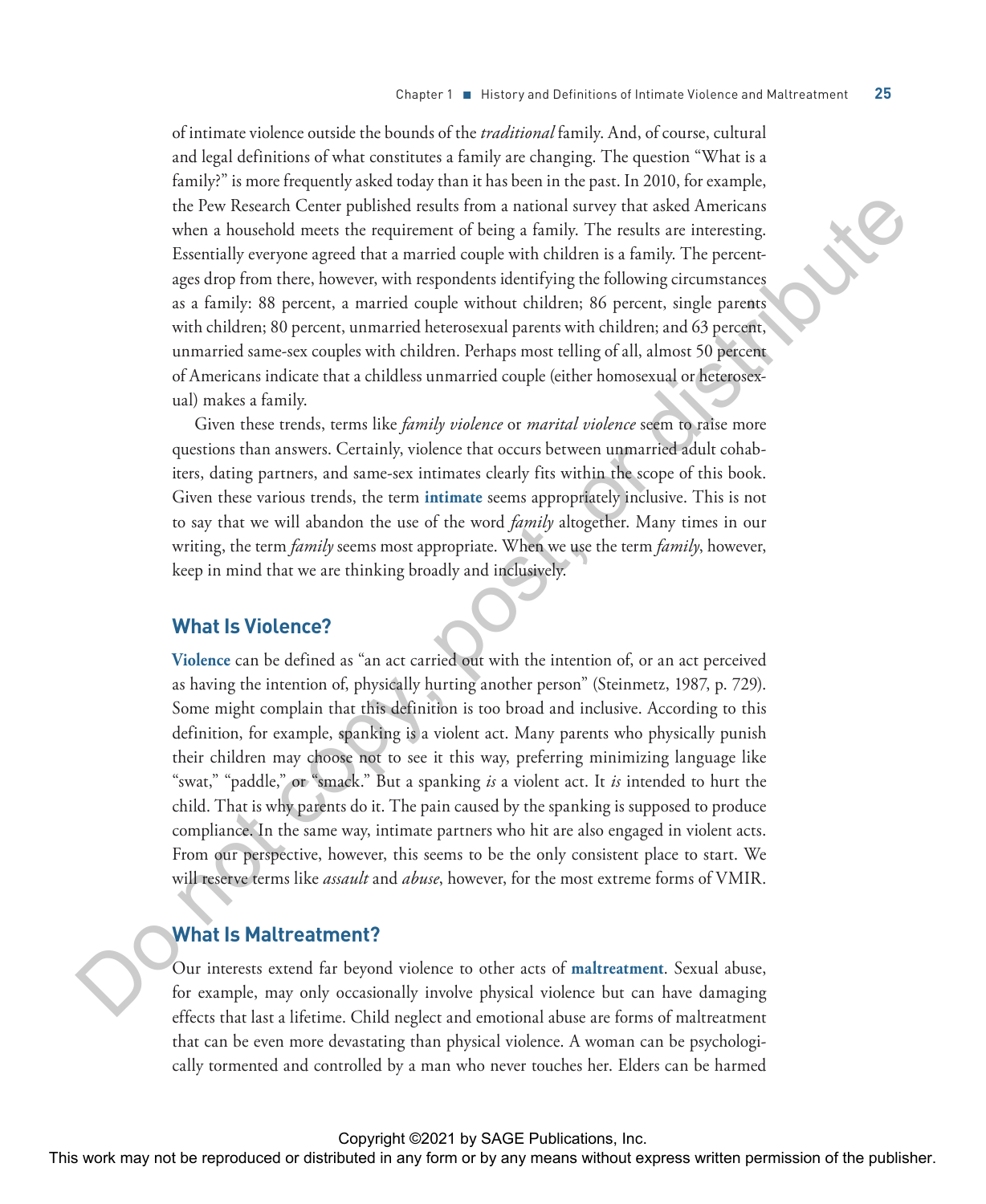of intimate violence outside the bounds of the *traditional* family. And, of course, cultural and legal definitions of what constitutes a family are changing. The question "What is a family?" is more frequently asked today than it has been in the past. In 2010, for example, the Pew Research Center published results from a national survey that asked Americans when a household meets the requirement of being a family. The results are interesting. Essentially everyone agreed that a married couple with children is a family. The percentages drop from there, however, with respondents identifying the following circumstances as a family: 88 percent, a married couple without children; 86 percent, single parents with children; 80 percent, unmarried heterosexual parents with children; and 63 percent, unmarried same-sex couples with children. Perhaps most telling of all, almost 50 percent of Americans indicate that a childless unmarried couple (either homosexual or heterosexual) makes a family.

Given these trends, terms like *family violence* or *marital violence* seem to raise more questions than answers. Certainly, violence that occurs between unmarried adult cohabiters, dating partners, and same-sex intimates clearly fits within the scope of this book. Given these various trends, the term **intimate** seems appropriately inclusive. This is not to say that we will abandon the use of the word *family* altogether. Many times in our writing, the term *family* seems most appropriate. When we use the term *family*, however, keep in mind that we are thinking broadly and inclusively.

## What Is Violence?

**Violence** can be defined as "an act carried out with the intention of, or an act perceived as having the intention of, physically hurting another person" (Steinmetz, 1987, p. 729). Some might complain that this definition is too broad and inclusive. According to this definition, for example, spanking is a violent act. Many parents who physically punish their children may choose not to see it this way, preferring minimizing language like "swat," "paddle," or "smack." But a spanking *is* a violent act. It *is* intended to hurt the child. That is why parents do it. The pain caused by the spanking is supposed to produce compliance. In the same way, intimate partners who hit are also engaged in violent acts. From our perspective, however, this seems to be the only consistent place to start. We will reserve terms like *assault* and *abuse*, however, for the most extreme forms of VMIR.

## What Is Maltreatment?

Our interests extend far beyond violence to other acts of **maltreatment**. Sexual abuse, for example, may only occasionally involve physical violence but can have damaging effects that last a lifetime. Child neglect and emotional abuse are forms of maltreatment that can be even more devastating than physical violence. A woman can be psychologically tormented and controlled by a man who never touches her. Elders can be harmed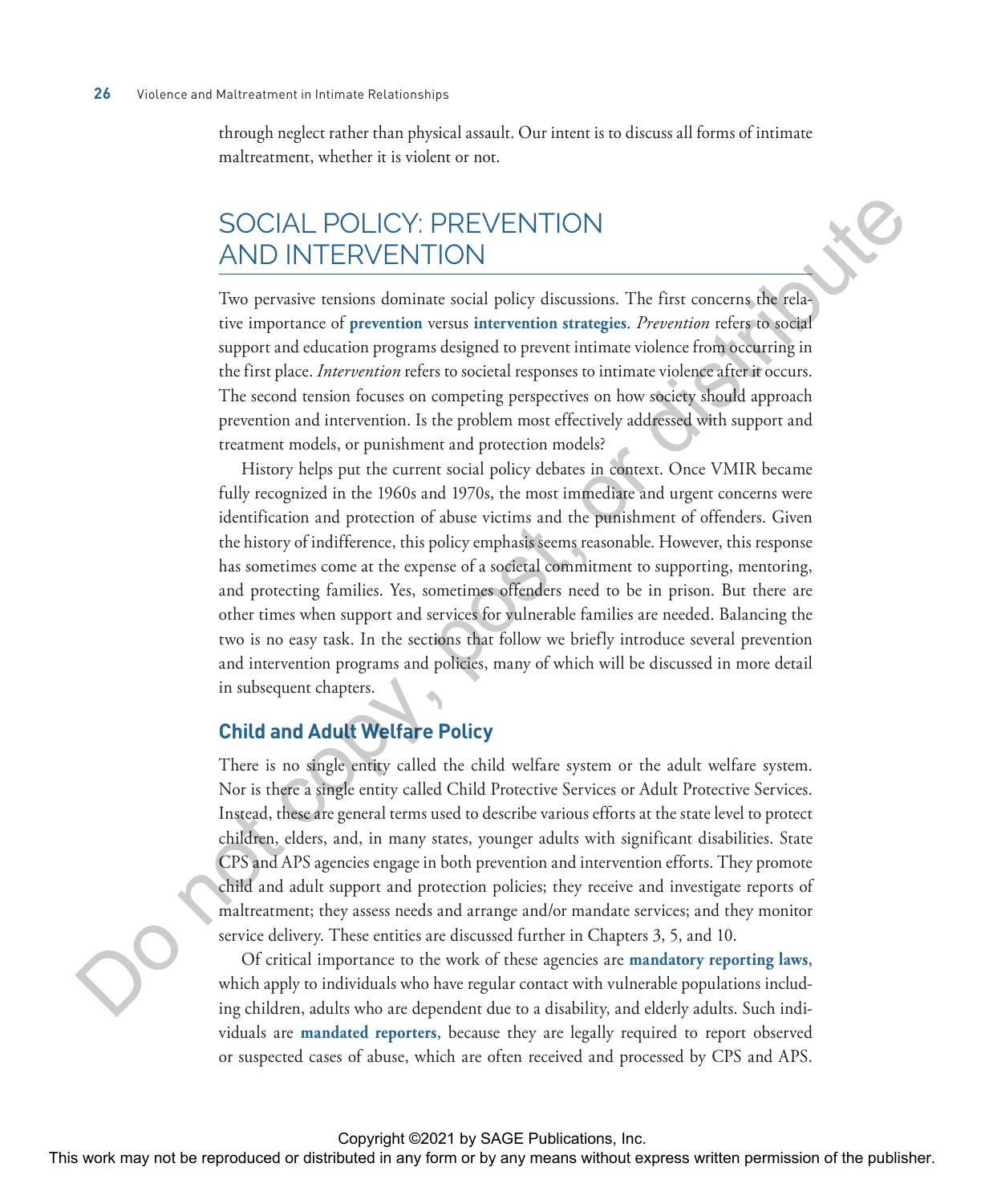through neglect rather than physical assault. Our intent is to discuss all forms of intimate maltreatment, whether it is violent or not.

## SOCIAL POLICY: PREVENTION AND INTERVENTION

Two pervasive tensions dominate social policy discussions. The first concerns the relative importance of **prevention** versus **intervention strategies**. *Prevention* refers to social support and education programs designed to prevent intimate violence from occurring in the first place. *Intervention* refers to societal responses to intimate violence after it occurs. The second tension focuses on competing perspectives on how society should approach prevention and intervention. Is the problem most effectively addressed with support and treatment models, or punishment and protection models?

History helps put the current social policy debates in context. Once VMIR became fully recognized in the 1960s and 1970s, the most immediate and urgent concerns were identification and protection of abuse victims and the punishment of offenders. Given the history of indifference, this policy emphasis seems reasonable. However, this response has sometimes come at the expense of a societal commitment to supporting, mentoring, and protecting families. Yes, sometimes offenders need to be in prison. But there are other times when support and services for vulnerable families are needed. Balancing the two is no easy task. In the sections that follow we briefly introduce several prevention and intervention programs and policies, many of which will be discussed in more detail in subsequent chapters.

### Child and Adult Welfare Policy

There is no single entity called the child welfare system or the adult welfare system. Nor is there a single entity called Child Protective Services or Adult Protective Services. Instead, these are general terms used to describe various efforts at the state level to protect children, elders, and, in many states, younger adults with significant disabilities. State CPS and APS agencies engage in both prevention and intervention efforts. They promote child and adult support and protection policies; they receive and investigate reports of maltreatment; they assess needs and arrange and/or mandate services; and they monitor service delivery. These entities are discussed further in Chapters 3, 5, and 10.

Of critical importance to the work of these agencies are **mandatory reporting laws**, which apply to individuals who have regular contact with vulnerable populations including children, adults who are dependent due to a disability, and elderly adults. Such individuals are **mandated reporters**, because they are legally required to report observed or suspected cases of abuse, which are often received and processed by CPS and APS.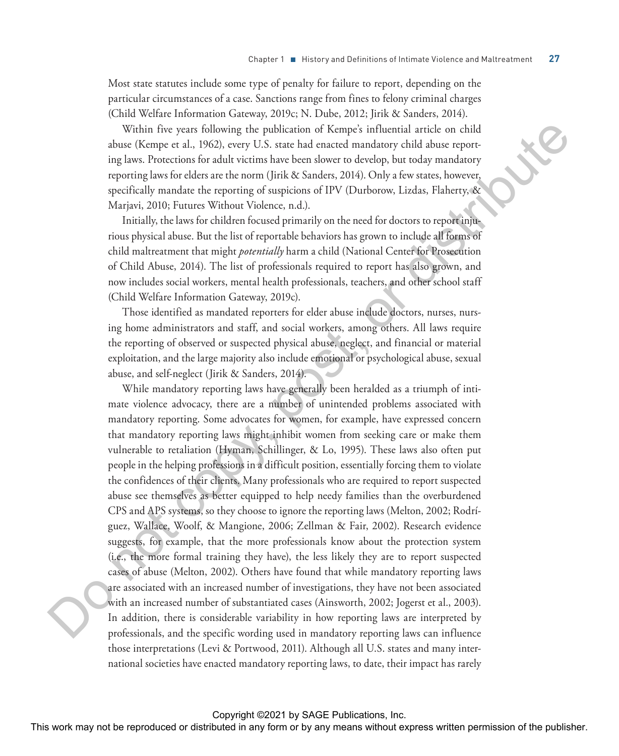Most state statutes include some type of penalty for failure to report, depending on the particular circumstances of a case. Sanctions range from fines to felony criminal charges (Child Welfare Information Gateway, 2019c; N. Dube, 2012; Jirik & Sanders, 2014).

Within five years following the publication of Kempe's influential article on child abuse (Kempe et al., 1962), every U.S. state had enacted mandatory child abuse reporting laws. Protections for adult victims have been slower to develop, but today mandatory reporting laws for elders are the norm (Jirik & Sanders, 2014). Only a few states, however, specifically mandate the reporting of suspicions of IPV (Durborow, Lizdas, Flaherty, & Marjavi, 2010; Futures Without Violence, n.d.).

Initially, the laws for children focused primarily on the need for doctors to report injurious physical abuse. But the list of reportable behaviors has grown to include all forms of child maltreatment that might *potentially* harm a child (National Center for Prosecution of Child Abuse, 2014). The list of professionals required to report has also grown, and now includes social workers, mental health professionals, teachers, and other school staff (Child Welfare Information Gateway, 2019c).

Those identified as mandated reporters for elder abuse include doctors, nurses, nursing home administrators and staff, and social workers, among others. All laws require the reporting of observed or suspected physical abuse, neglect, and financial or material exploitation, and the large majority also include emotional or psychological abuse, sexual abuse, and self-neglect (Jirik & Sanders, 2014).

While mandatory reporting laws have generally been heralded as a triumph of intimate violence advocacy, there are a number of unintended problems associated with mandatory reporting. Some advocates for women, for example, have expressed concern that mandatory reporting laws might inhibit women from seeking care or make them vulnerable to retaliation (Hyman, Schillinger, & Lo, 1995). These laws also often put people in the helping professions in a difficult position, essentially forcing them to violate the confidences of their clients. Many professionals who are required to report suspected abuse see themselves as better equipped to help needy families than the overburdened CPS and APS systems, so they choose to ignore the reporting laws (Melton, 2002; Rodríguez, Wallace, Woolf, & Mangione, 2006; Zellman & Fair, 2002). Research evidence suggests, for example, that the more professionals know about the protection system (i.e., the more formal training they have), the less likely they are to report suspected cases of abuse (Melton, 2002). Others have found that while mandatory reporting laws are associated with an increased number of investigations, they have not been associated with an increased number of substantiated cases (Ainsworth, 2002; Jogerst et al., 2003). In addition, there is considerable variability in how reporting laws are interpreted by professionals, and the specific wording used in mandatory reporting laws can influence those interpretations (Levi & Portwood, 2011). Although all U.S. states and many international societies have enacted mandatory reporting laws, to date, their impact has rarely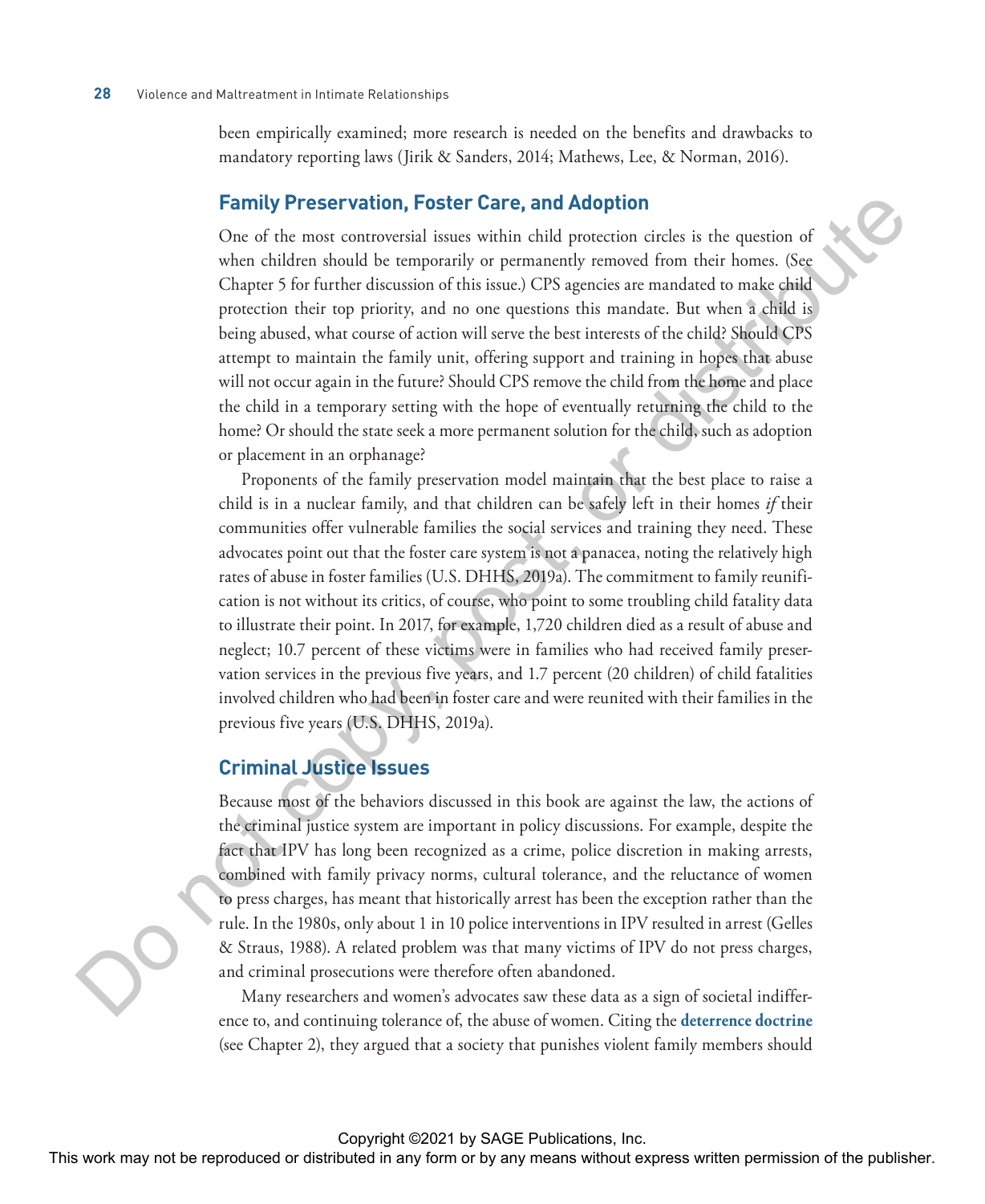been empirically examined; more research is needed on the benefits and drawbacks to mandatory reporting laws (Jirik & Sanders, 2014; Mathews, Lee, & Norman, 2016).

## Family Preservation, Foster Care, and Adoption

One of the most controversial issues within child protection circles is the question of when children should be temporarily or permanently removed from their homes. (See Chapter 5 for further discussion of this issue.) CPS agencies are mandated to make child protection their top priority, and no one questions this mandate. But when a child is being abused, what course of action will serve the best interests of the child? Should CPS attempt to maintain the family unit, offering support and training in hopes that abuse will not occur again in the future? Should CPS remove the child from the home and place the child in a temporary setting with the hope of eventually returning the child to the home? Or should the state seek a more permanent solution for the child, such as adoption or placement in an orphanage?

Proponents of the family preservation model maintain that the best place to raise a child is in a nuclear family, and that children can be safely left in their homes *if* their communities offer vulnerable families the social services and training they need. These advocates point out that the foster care system is not a panacea, noting the relatively high rates of abuse in foster families (U.S. DHHS, 2019a). The commitment to family reunification is not without its critics, of course, who point to some troubling child fatality data to illustrate their point. In 2017, for example, 1,720 children died as a result of abuse and neglect; 10.7 percent of these victims were in families who had received family preservation services in the previous five years, and 1.7 percent (20 children) of child fatalities involved children who had been in foster care and were reunited with their families in the previous five years (U.S. DHHS, 2019a).

## Criminal Justice Issues

Because most of the behaviors discussed in this book are against the law, the actions of the criminal justice system are important in policy discussions. For example, despite the fact that IPV has long been recognized as a crime, police discretion in making arrests, combined with family privacy norms, cultural tolerance, and the reluctance of women to press charges, has meant that historically arrest has been the exception rather than the rule. In the 1980s, only about 1 in 10 police interventions in IPV resulted in arrest (Gelles & Straus, 1988). A related problem was that many victims of IPV do not press charges, and criminal prosecutions were therefore often abandoned.

Many researchers and women's advocates saw these data as a sign of societal indifference to, and continuing tolerance of, the abuse of women. Citing the **deterrence doctrine** (see Chapter 2), they argued that a society that punishes violent family members should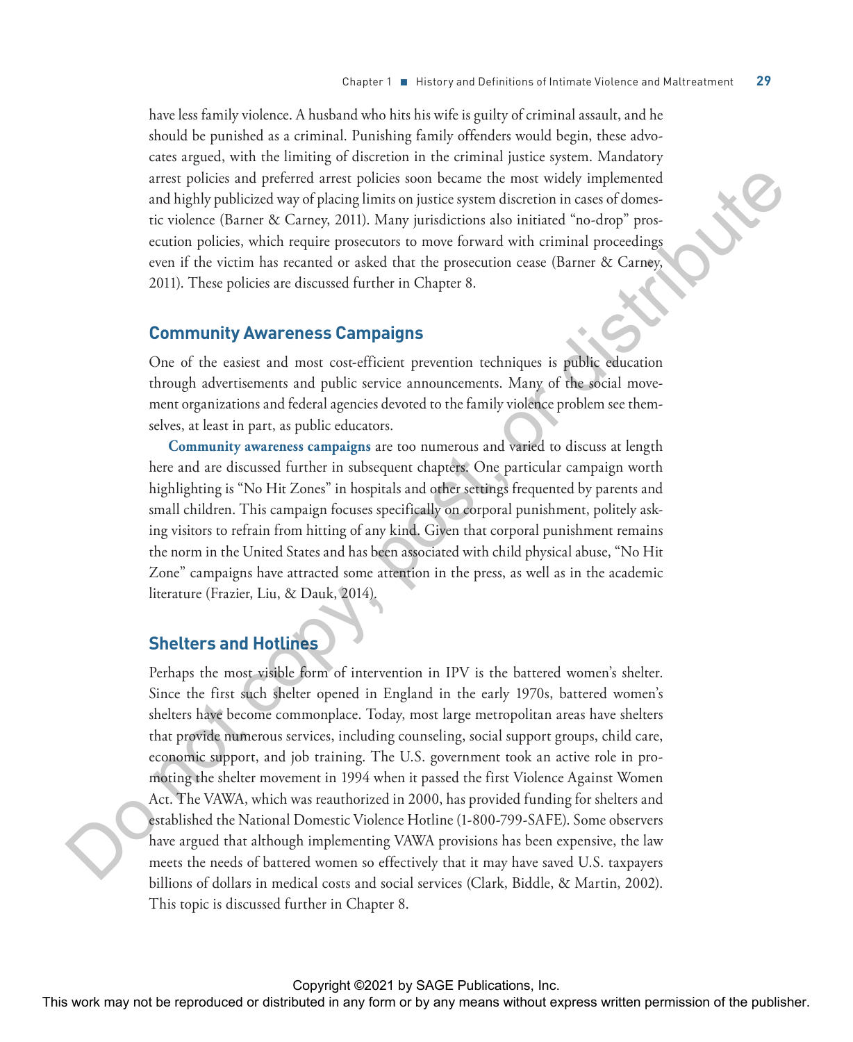have less family violence. A husband who hits his wife is guilty of criminal assault, and he should be punished as a criminal. Punishing family offenders would begin, these advocates argued, with the limiting of discretion in the criminal justice system. Mandatory arrest policies and preferred arrest policies soon became the most widely implemented and highly publicized way of placing limits on justice system discretion in cases of domestic violence (Barner & Carney, 2011). Many jurisdictions also initiated "no-drop" prosecution policies, which require prosecutors to move forward with criminal proceedings even if the victim has recanted or asked that the prosecution cease (Barner & Carney, 2011). These policies are discussed further in Chapter 8.

## Community Awareness Campaigns

One of the easiest and most cost-efficient prevention techniques is public education through advertisements and public service announcements. Many of the social movement organizations and federal agencies devoted to the family violence problem see themselves, at least in part, as public educators.

**Community awareness campaigns** are too numerous and varied to discuss at length here and are discussed further in subsequent chapters. One particular campaign worth highlighting is "No Hit Zones" in hospitals and other settings frequented by parents and small children. This campaign focuses specifically on corporal punishment, politely asking visitors to refrain from hitting of any kind. Given that corporal punishment remains the norm in the United States and has been associated with child physical abuse, "No Hit Zone" campaigns have attracted some attention in the press, as well as in the academic literature (Frazier, Liu, & Dauk, 2014).

## Shelters and Hotlines

Perhaps the most visible form of intervention in IPV is the battered women's shelter. Since the first such shelter opened in England in the early 1970s, battered women's shelters have become commonplace. Today, most large metropolitan areas have shelters that provide numerous services, including counseling, social support groups, child care, economic support, and job training. The U.S. government took an active role in promoting the shelter movement in 1994 when it passed the first Violence Against Women Act. The VAWA, which was reauthorized in 2000, has provided funding for shelters and established the National Domestic Violence Hotline (1-800-799-SAFE). Some observers have argued that although implementing VAWA provisions has been expensive, the law meets the needs of battered women so effectively that it may have saved U.S. taxpayers billions of dollars in medical costs and social services (Clark, Biddle, & Martin, 2002). This topic is discussed further in Chapter 8.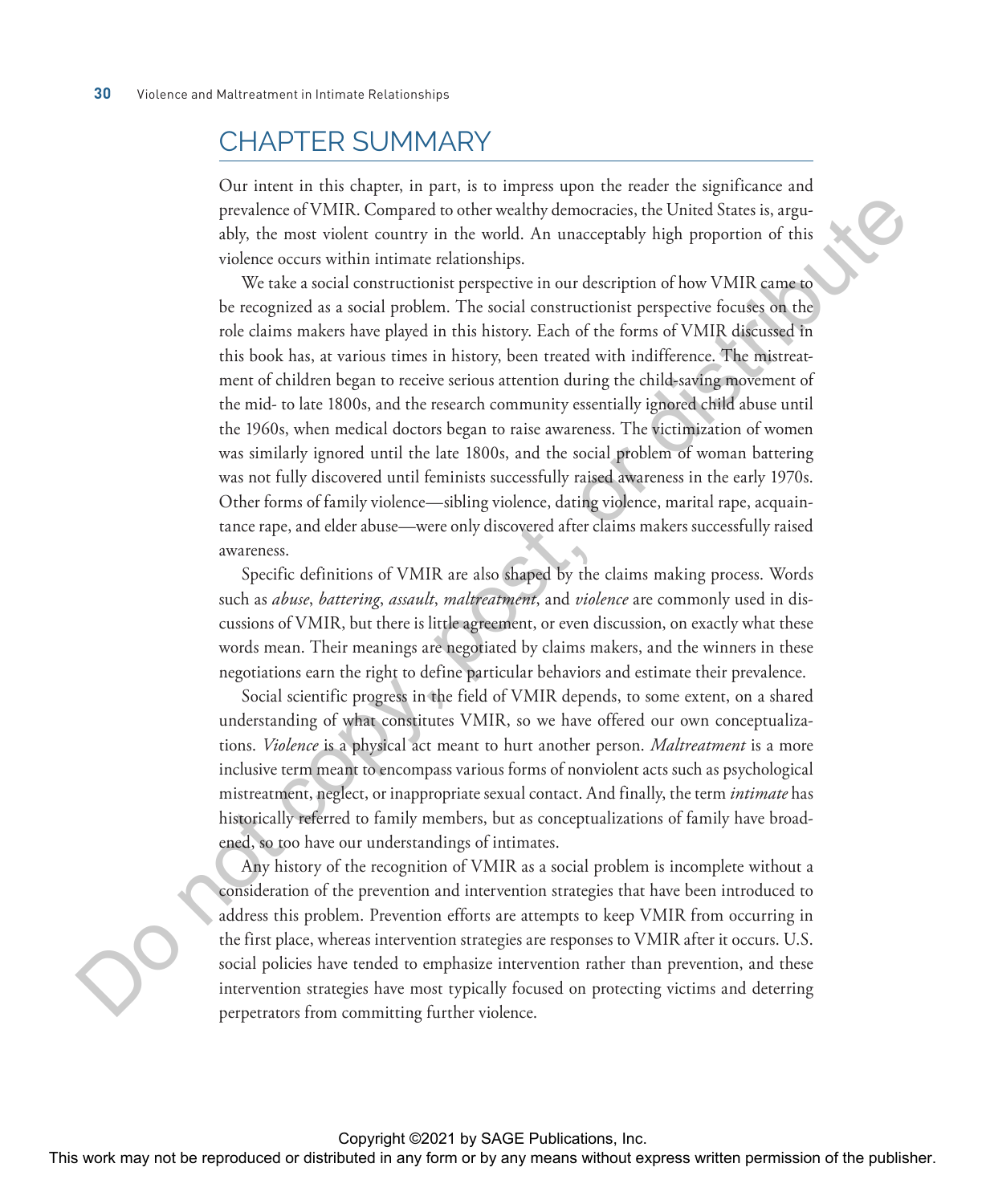## CHAPTER SUMMARY

Our intent in this chapter, in part, is to impress upon the reader the significance and prevalence of VMIR. Compared to other wealthy democracies, the United States is, arguably, the most violent country in the world. An unacceptably high proportion of this violence occurs within intimate relationships.

We take a social constructionist perspective in our description of how VMIR came to be recognized as a social problem. The social constructionist perspective focuses on the role claims makers have played in this history. Each of the forms of VMIR discussed in this book has, at various times in history, been treated with indifference. The mistreatment of children began to receive serious attention during the child-saving movement of the mid- to late 1800s, and the research community essentially ignored child abuse until the 1960s, when medical doctors began to raise awareness. The victimization of women was similarly ignored until the late 1800s, and the social problem of woman battering was not fully discovered until feminists successfully raised awareness in the early 1970s. Other forms of family violence—sibling violence, dating violence, marital rape, acquaintance rape, and elder abuse—were only discovered after claims makers successfully raised awareness.

Specific definitions of VMIR are also shaped by the claims making process. Words such as *abuse*, *battering*, *assault*, *maltreatment*, and *violence* are commonly used in discussions of VMIR, but there is little agreement, or even discussion, on exactly what these words mean. Their meanings are negotiated by claims makers, and the winners in these negotiations earn the right to define particular behaviors and estimate their prevalence.

Social scientific progress in the field of VMIR depends, to some extent, on a shared understanding of what constitutes VMIR, so we have offered our own conceptualizations. *Violence* is a physical act meant to hurt another person. *Maltreatment* is a more inclusive term meant to encompass various forms of nonviolent acts such as psychological mistreatment, neglect, or inappropriate sexual contact. And finally, the term *intimate* has historically referred to family members, but as conceptualizations of family have broadened, so too have our understandings of intimates.

Any history of the recognition of VMIR as a social problem is incomplete without a consideration of the prevention and intervention strategies that have been introduced to address this problem. Prevention efforts are attempts to keep VMIR from occurring in the first place, whereas intervention strategies are responses to VMIR after it occurs. U.S. social policies have tended to emphasize intervention rather than prevention, and these intervention strategies have most typically focused on protecting victims and deterring perpetrators from committing further violence.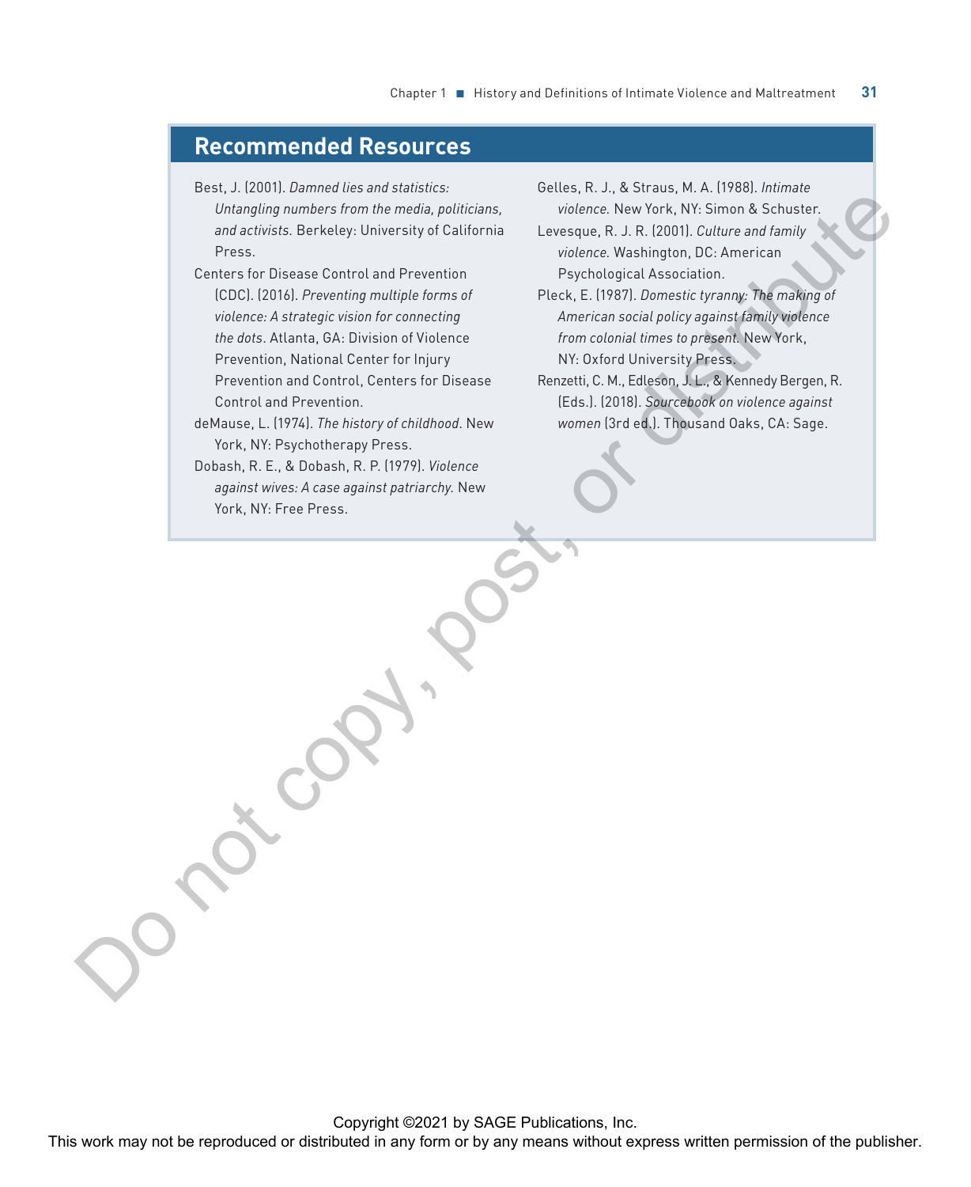## Recommended Resources

Best, J. (2001). *Damned lies and statistics: Untangling numbers from the media, politicians, and activists.* Berkeley: University of California Press.

Centers for Disease Control and Prevention (CDC). (2016). *Preventing multiple forms of violence: A strategic vision for connecting the dots*. Atlanta, GA: Division of Violence Prevention, National Center for Injury Prevention and Control, Centers for Disease Control and Prevention.

deMause, L. (1974). *The history of childhood*. New York, NY: Psychotherapy Press.

Dobash, R. E., & Dobash, R. P. (1979). *Violence against wives: A case against patriarchy.* New York, NY: Free Press.

Gelles, R. J., & Straus, M. A. (1988). *Intimate violence.* New York, NY: Simon & Schuster.

Levesque, R. J. R. (2001). *Culture and family violence.* Washington, DC: American Psychological Association.

Pleck, E. (1987). *Domestic tyranny: The making of American social policy against family violence from colonial times to present.* New York, NY: Oxford University Press.

Renzetti, C. M., Edleson, J. L., & Kennedy Bergen, R. (Eds.). (2018). *Sourcebook on violence against women* (3rd ed.). Thousand Oaks, CA: Sage.